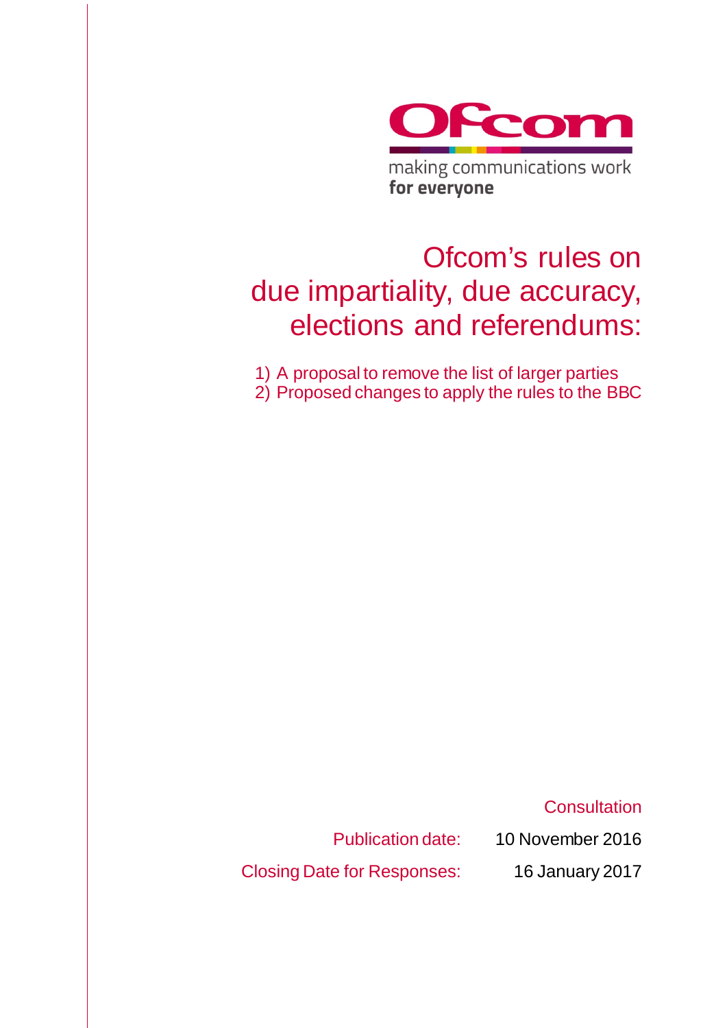Ofcom

making communications work
**for everyone**

# Ofcom's rules on due impartiality, due accuracy, elections and referendums:

1) A proposal to remove the list of larger parties
2) Proposed changes to apply the rules to the BBC

Consultation

Publication date: 10 November 2016

Closing Date for Responses: 16 January 2017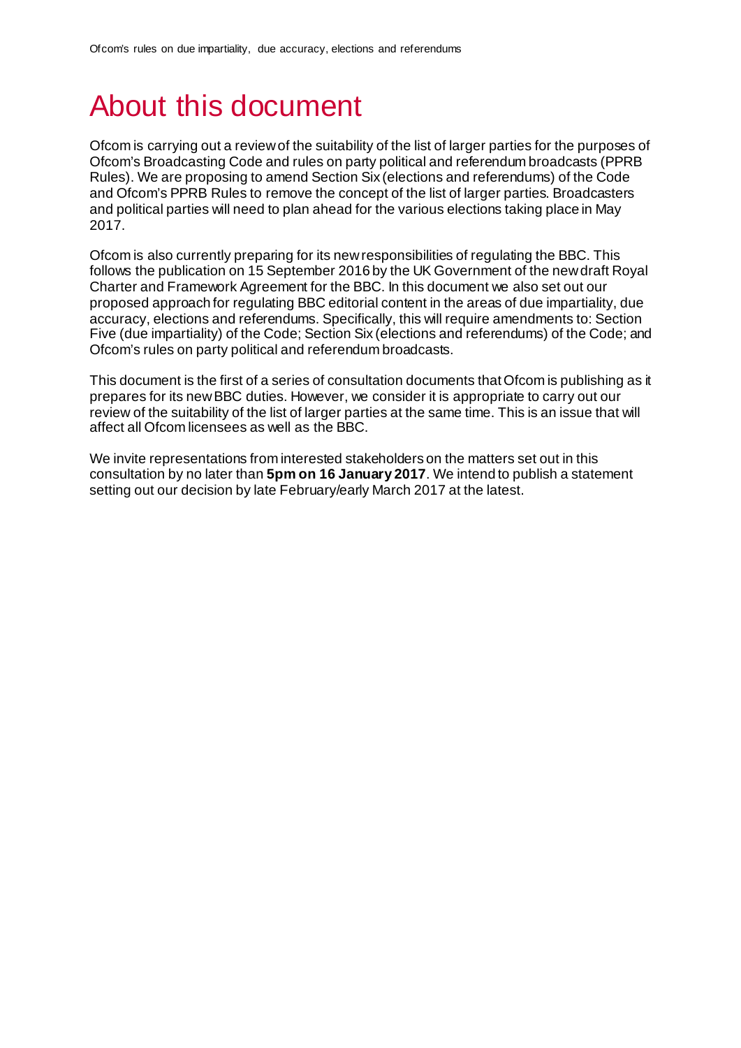# About this document

Ofcom is carrying out a review of the suitability of the list of larger parties for the purposes of Ofcom's Broadcasting Code and rules on party political and referendum broadcasts (PPRB Rules). We are proposing to amend Section Six (elections and referendums) of the Code and Ofcom's PPRB Rules to remove the concept of the list of larger parties. Broadcasters and political parties will need to plan ahead for the various elections taking place in May 2017.

Ofcom is also currently preparing for its new responsibilities of regulating the BBC. This follows the publication on 15 September 2016 by the UK Government of the new draft Royal Charter and Framework Agreement for the BBC. In this document we also set out our proposed approach for regulating BBC editorial content in the areas of due impartiality, due accuracy, elections and referendums. Specifically, this will require amendments to: Section Five (due impartiality) of the Code; Section Six (elections and referendums) of the Code; and Ofcom's rules on party political and referendum broadcasts.

This document is the first of a series of consultation documents that Ofcom is publishing as it prepares for its new BBC duties. However, we consider it is appropriate to carry out our review of the suitability of the list of larger parties at the same time. This is an issue that will affect all Ofcom licensees as well as the BBC.

We invite representations from interested stakeholders on the matters set out in this consultation by no later than **5pm on 16 January 2017**. We intend to publish a statement setting out our decision by late February/early March 2017 at the latest.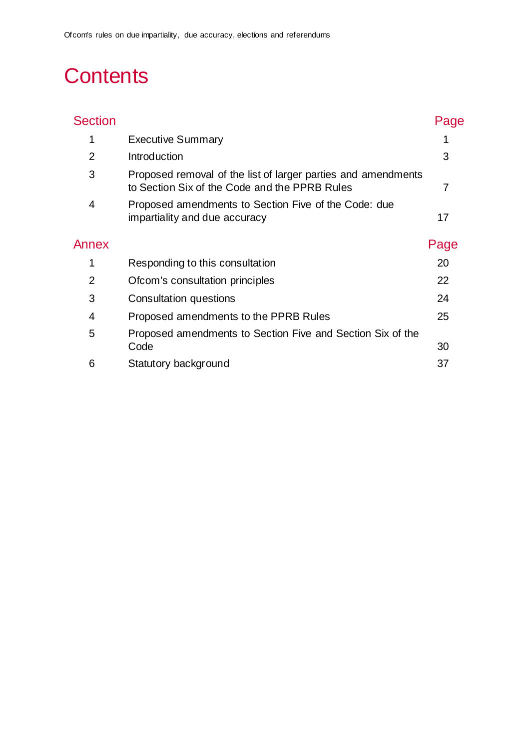# Contents

| Section | | Page |
|---|---|---|
| 1 | Executive Summary | 1 |
| 2 | Introduction | 3 |
| 3 | Proposed removal of the list of larger parties and amendments to Section Six of the Code and the PPRB Rules | 7 |
| 4 | Proposed amendments to Section Five of the Code: due impartiality and due accuracy | 17 |

| Annex | | Page |
|---|---|---|
| 1 | Responding to this consultation | 20 |
| 2 | Ofcom's consultation principles | 22 |
| 3 | Consultation questions | 24 |
| 4 | Proposed amendments to the PPRB Rules | 25 |
| 5 | Proposed amendments to Section Five and Section Six of the Code | 30 |
| 6 | Statutory background | 37 |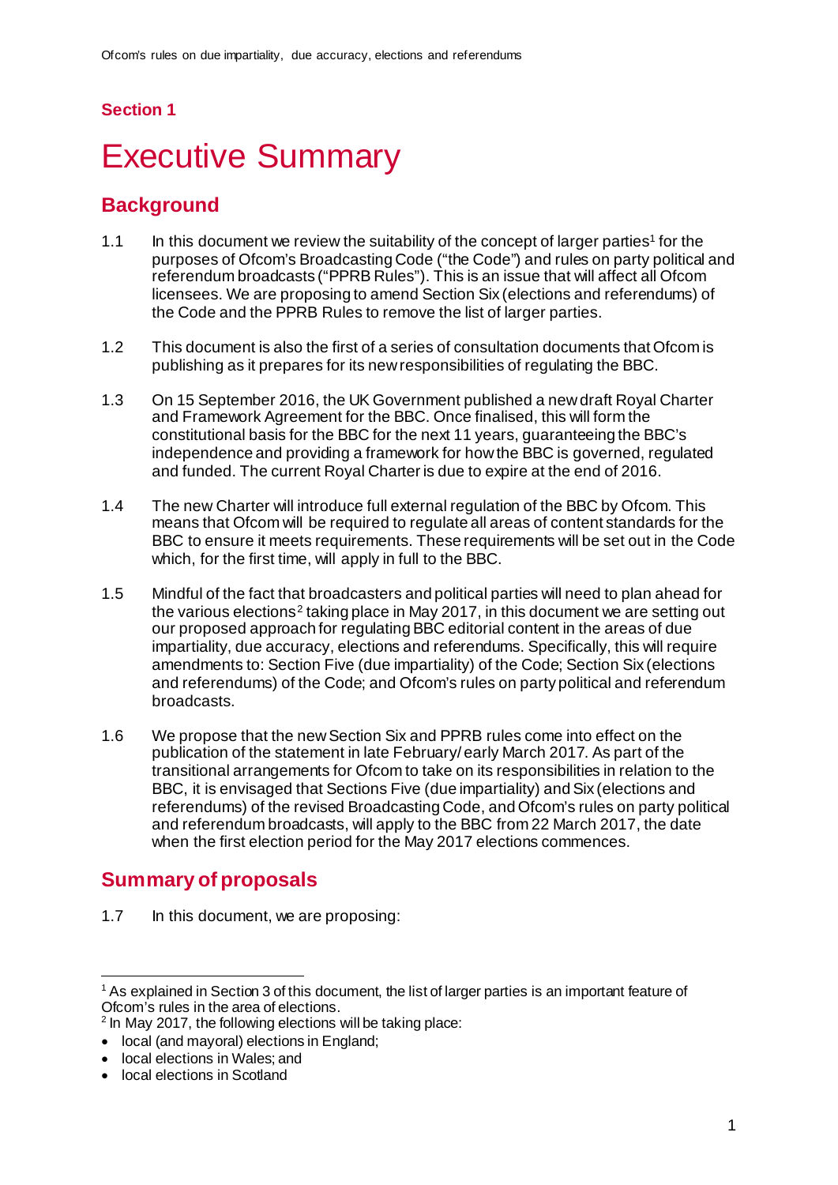## Section 1

# Executive Summary

## Background

1.1 In this document we review the suitability of the concept of larger parties[1] for the purposes of Ofcom's Broadcasting Code ("the Code") and rules on party political and referendum broadcasts ("PPRB Rules"). This is an issue that will affect all Ofcom licensees. We are proposing to amend Section Six (elections and referendums) of the Code and the PPRB Rules to remove the list of larger parties.

1.2 This document is also the first of a series of consultation documents that Ofcom is publishing as it prepares for its new responsibilities of regulating the BBC.

1.3 On 15 September 2016, the UK Government published a new draft Royal Charter and Framework Agreement for the BBC. Once finalised, this will form the constitutional basis for the BBC for the next 11 years, guaranteeing the BBC's independence and providing a framework for how the BBC is governed, regulated and funded. The current Royal Charter is due to expire at the end of 2016.

1.4 The new Charter will introduce full external regulation of the BBC by Ofcom. This means that Ofcom will be required to regulate all areas of content standards for the BBC to ensure it meets requirements. These requirements will be set out in the Code which, for the first time, will apply in full to the BBC.

1.5 Mindful of the fact that broadcasters and political parties will need to plan ahead for the various elections[2] taking place in May 2017, in this document we are setting out our proposed approach for regulating BBC editorial content in the areas of due impartiality, due accuracy, elections and referendums. Specifically, this will require amendments to: Section Five (due impartiality) of the Code; Section Six (elections and referendums) of the Code; and Ofcom's rules on party political and referendum broadcasts.

1.6 We propose that the new Section Six and PPRB rules come into effect on the publication of the statement in late February/ early March 2017. As part of the transitional arrangements for Ofcom to take on its responsibilities in relation to the BBC, it is envisaged that Sections Five (due impartiality) and Six (elections and referendums) of the revised Broadcasting Code, and Ofcom's rules on party political and referendum broadcasts, will apply to the BBC from 22 March 2017, the date when the first election period for the May 2017 elections commences.

## Summary of proposals

1.7 In this document, we are proposing:

---

[1] As explained in Section 3 of this document, the list of larger parties is an important feature of Ofcom's rules in the area of elections.

[2] In May 2017, the following elections will be taking place:

- local (and mayoral) elections in England;
- local elections in Wales; and
- local elections in Scotland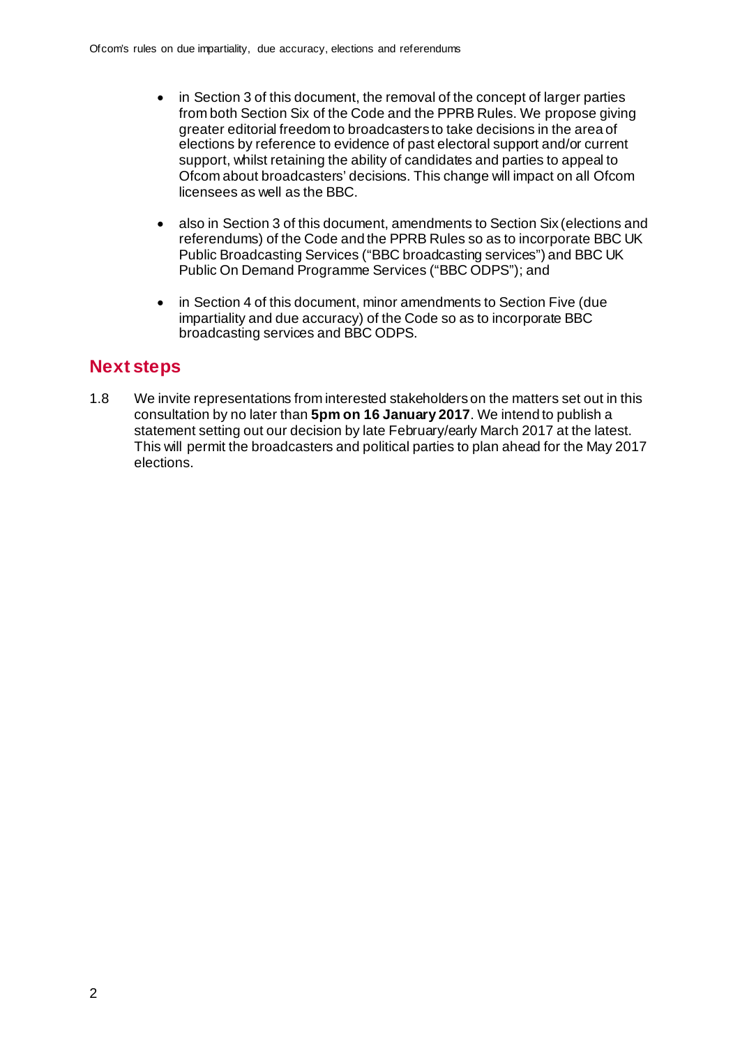- in Section 3 of this document, the removal of the concept of larger parties from both Section Six of the Code and the PPRB Rules. We propose giving greater editorial freedom to broadcasters to take decisions in the area of elections by reference to evidence of past electoral support and/or current support, whilst retaining the ability of candidates and parties to appeal to Ofcom about broadcasters' decisions. This change will impact on all Ofcom licensees as well as the BBC.

- also in Section 3 of this document, amendments to Section Six (elections and referendums) of the Code and the PPRB Rules so as to incorporate BBC UK Public Broadcasting Services ("BBC broadcasting services") and BBC UK Public On Demand Programme Services ("BBC ODPS"); and

- in Section 4 of this document, minor amendments to Section Five (due impartiality and due accuracy) of the Code so as to incorporate BBC broadcasting services and BBC ODPS.

## Next steps

1.8 We invite representations from interested stakeholders on the matters set out in this consultation by no later than **5pm on 16 January 2017**. We intend to publish a statement setting out our decision by late February/early March 2017 at the latest. This will permit the broadcasters and political parties to plan ahead for the May 2017 elections.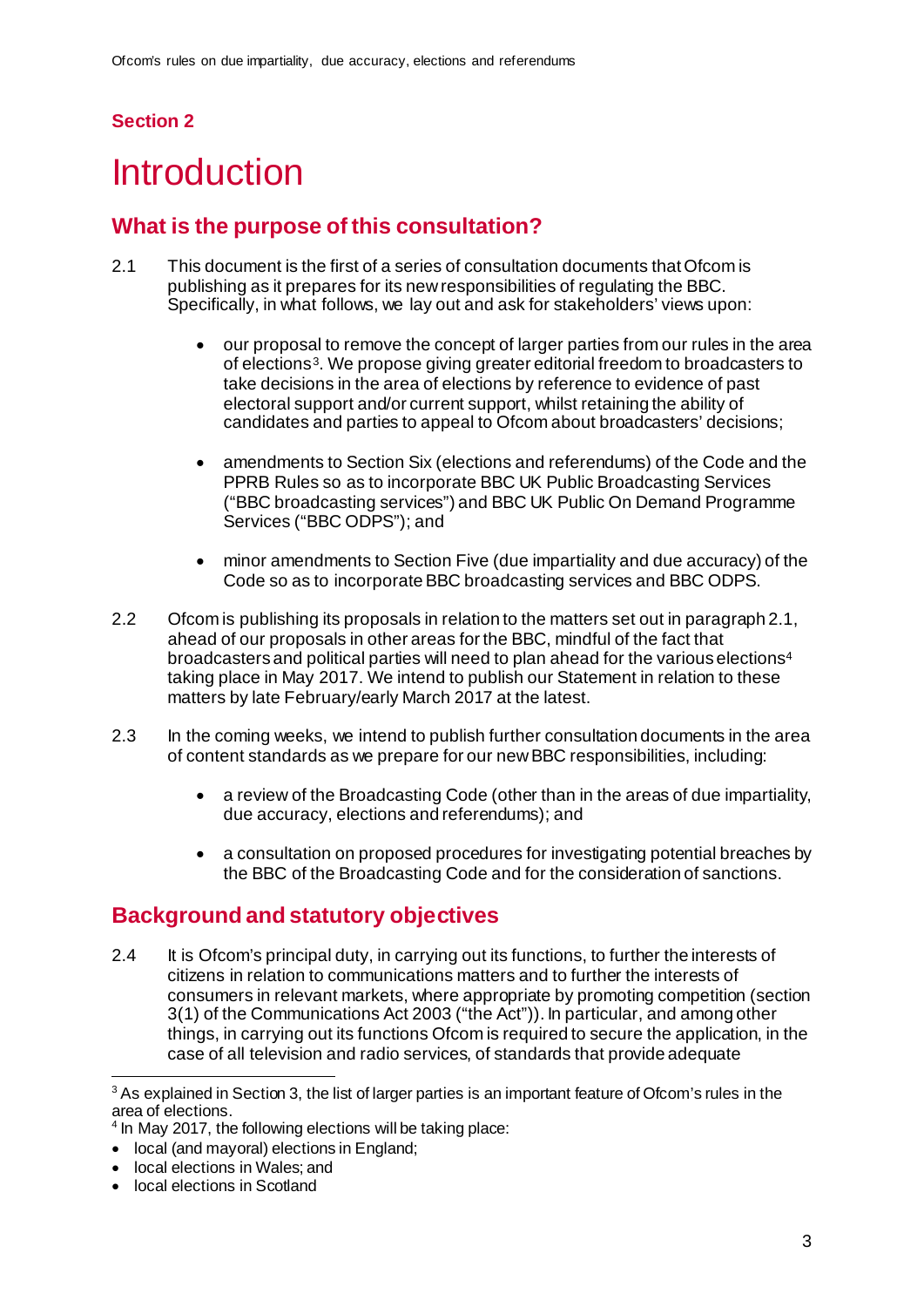## Section 2

# Introduction

## What is the purpose of this consultation?

2.1 This document is the first of a series of consultation documents that Ofcom is publishing as it prepares for its new responsibilities of regulating the BBC. Specifically, in what follows, we lay out and ask for stakeholders' views upon:

- our proposal to remove the concept of larger parties from our rules in the area of elections[3]. We propose giving greater editorial freedom to broadcasters to take decisions in the area of elections by reference to evidence of past electoral support and/or current support, whilst retaining the ability of candidates and parties to appeal to Ofcom about broadcasters' decisions;

- amendments to Section Six (elections and referendums) of the Code and the PPRB Rules so as to incorporate BBC UK Public Broadcasting Services ("BBC broadcasting services") and BBC UK Public On Demand Programme Services ("BBC ODPS"); and

- minor amendments to Section Five (due impartiality and due accuracy) of the Code so as to incorporate BBC broadcasting services and BBC ODPS.

2.2 Ofcom is publishing its proposals in relation to the matters set out in paragraph 2.1, ahead of our proposals in other areas for the BBC, mindful of the fact that broadcasters and political parties will need to plan ahead for the various elections[4] taking place in May 2017. We intend to publish our Statement in relation to these matters by late February/early March 2017 at the latest.

2.3 In the coming weeks, we intend to publish further consultation documents in the area of content standards as we prepare for our new BBC responsibilities, including:

- a review of the Broadcasting Code (other than in the areas of due impartiality, due accuracy, elections and referendums); and

- a consultation on proposed procedures for investigating potential breaches by the BBC of the Broadcasting Code and for the consideration of sanctions.

## Background and statutory objectives

2.4 It is Ofcom's principal duty, in carrying out its functions, to further the interests of citizens in relation to communications matters and to further the interests of consumers in relevant markets, where appropriate by promoting competition (section 3(1) of the Communications Act 2003 ("the Act")). In particular, and among other things, in carrying out its functions Ofcom is required to secure the application, in the case of all television and radio services, of standards that provide adequate

---

[3] As explained in Section 3, the list of larger parties is an important feature of Ofcom's rules in the area of elections.

[4] In May 2017, the following elections will be taking place:

- local (and mayoral) elections in England;
- local elections in Wales; and
- local elections in Scotland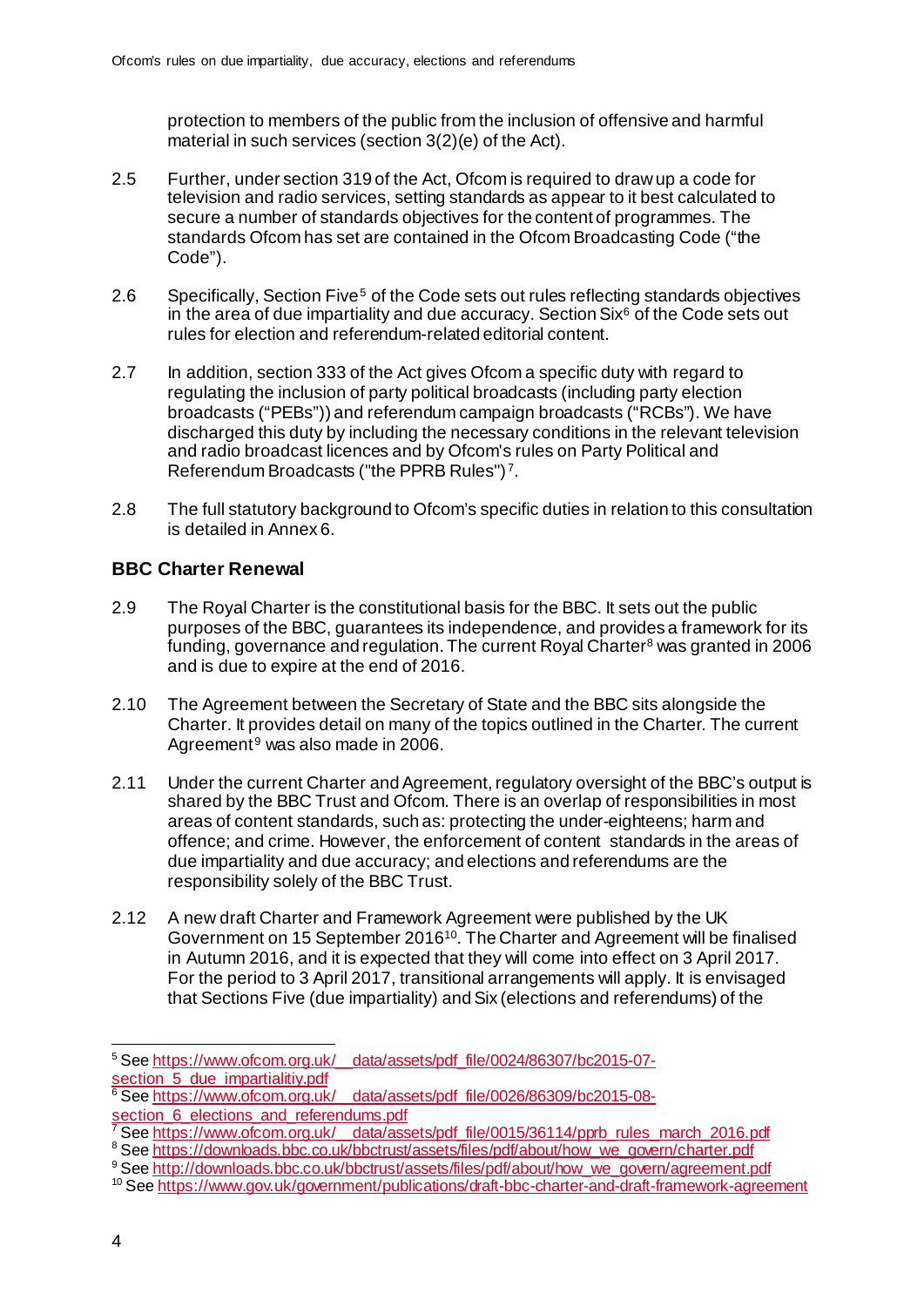protection to members of the public from the inclusion of offensive and harmful material in such services (section 3(2)(e) of the Act).

2.5 Further, under section 319 of the Act, Ofcom is required to draw up a code for television and radio services, setting standards as appear to it best calculated to secure a number of standards objectives for the content of programmes. The standards Ofcom has set are contained in the Ofcom Broadcasting Code ("the Code").

2.6 Specifically, Section Five[5] of the Code sets out rules reflecting standards objectives in the area of due impartiality and due accuracy. Section Six[6] of the Code sets out rules for election and referendum-related editorial content.

2.7 In addition, section 333 of the Act gives Ofcom a specific duty with regard to regulating the inclusion of party political broadcasts (including party election broadcasts ("PEBs")) and referendum campaign broadcasts ("RCBs"). We have discharged this duty by including the necessary conditions in the relevant television and radio broadcast licences and by Ofcom's rules on Party Political and Referendum Broadcasts ("the PPRB Rules")[7].

2.8 The full statutory background to Ofcom's specific duties in relation to this consultation is detailed in Annex 6.

## BBC Charter Renewal

2.9 The Royal Charter is the constitutional basis for the BBC. It sets out the public purposes of the BBC, guarantees its independence, and provides a framework for its funding, governance and regulation. The current Royal Charter[8] was granted in 2006 and is due to expire at the end of 2016.

2.10 The Agreement between the Secretary of State and the BBC sits alongside the Charter. It provides detail on many of the topics outlined in the Charter. The current Agreement[9] was also made in 2006.

2.11 Under the current Charter and Agreement, regulatory oversight of the BBC's output is shared by the BBC Trust and Ofcom. There is an overlap of responsibilities in most areas of content standards, such as: protecting the under-eighteens; harm and offence; and crime. However, the enforcement of content standards in the areas of due impartiality and due accuracy; and elections and referendums are the responsibility solely of the BBC Trust.

2.12 A new draft Charter and Framework Agreement were published by the UK Government on 15 September 2016[10]. The Charter and Agreement will be finalised in Autumn 2016, and it is expected that they will come into effect on 3 April 2017. For the period to 3 April 2017, transitional arrangements will apply. It is envisaged that Sections Five (due impartiality) and Six (elections and referendums) of the

---

[5] See https://www.ofcom.org.uk/__data/assets/pdf_file/0024/86307/bc2015-07-section_5_due_impartialitiy.pdf

[6] See https://www.ofcom.org.uk/__data/assets/pdf_file/0026/86309/bc2015-08-section_6_elections_and_referendums.pdf

[7] See https://www.ofcom.org.uk/__data/assets/pdf_file/0015/36114/pprb_rules_march_2016.pdf

[8] See https://downloads.bbc.co.uk/bbctrust/assets/files/pdf/about/how_we_govern/charter.pdf

[9] See http://downloads.bbc.co.uk/bbctrust/assets/files/pdf/about/how_we_govern/agreement.pdf

[10] See https://www.gov.uk/government/publications/draft-bbc-charter-and-draft-framework-agreement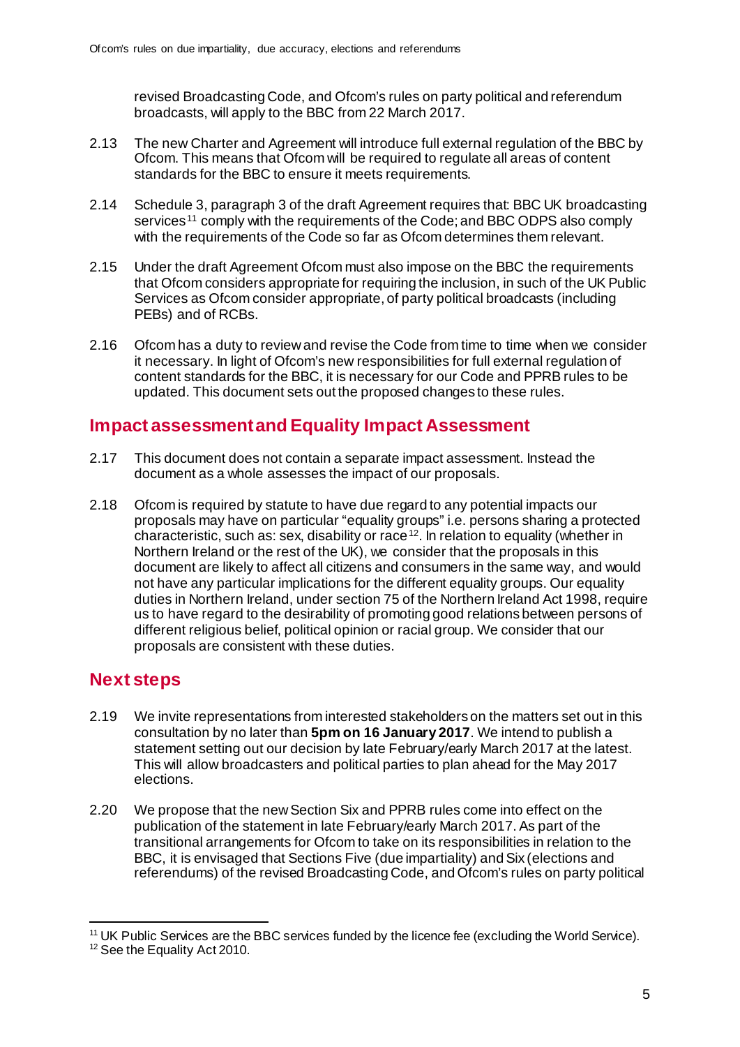revised Broadcasting Code, and Ofcom's rules on party political and referendum broadcasts, will apply to the BBC from 22 March 2017.

2.13 The new Charter and Agreement will introduce full external regulation of the BBC by Ofcom. This means that Ofcom will be required to regulate all areas of content standards for the BBC to ensure it meets requirements.

2.14 Schedule 3, paragraph 3 of the draft Agreement requires that: BBC UK broadcasting services[11] comply with the requirements of the Code; and BBC ODPS also comply with the requirements of the Code so far as Ofcom determines them relevant.

2.15 Under the draft Agreement Ofcom must also impose on the BBC the requirements that Ofcom considers appropriate for requiring the inclusion, in such of the UK Public Services as Ofcom consider appropriate, of party political broadcasts (including PEBs) and of RCBs.

2.16 Ofcom has a duty to review and revise the Code from time to time when we consider it necessary. In light of Ofcom's new responsibilities for full external regulation of content standards for the BBC, it is necessary for our Code and PPRB rules to be updated. This document sets out the proposed changes to these rules.

## Impact assessment and Equality Impact Assessment

2.17 This document does not contain a separate impact assessment. Instead the document as a whole assesses the impact of our proposals.

2.18 Ofcom is required by statute to have due regard to any potential impacts our proposals may have on particular "equality groups" i.e. persons sharing a protected characteristic, such as: sex, disability or race[12]. In relation to equality (whether in Northern Ireland or the rest of the UK), we consider that the proposals in this document are likely to affect all citizens and consumers in the same way, and would not have any particular implications for the different equality groups. Our equality duties in Northern Ireland, under section 75 of the Northern Ireland Act 1998, require us to have regard to the desirability of promoting good relations between persons of different religious belief, political opinion or racial group. We consider that our proposals are consistent with these duties.

## Next steps

2.19 We invite representations from interested stakeholders on the matters set out in this consultation by no later than **5pm on 16 January 2017**. We intend to publish a statement setting out our decision by late February/early March 2017 at the latest. This will allow broadcasters and political parties to plan ahead for the May 2017 elections.

2.20 We propose that the new Section Six and PPRB rules come into effect on the publication of the statement in late February/early March 2017. As part of the transitional arrangements for Ofcom to take on its responsibilities in relation to the BBC, it is envisaged that Sections Five (due impartiality) and Six (elections and referendums) of the revised Broadcasting Code, and Ofcom's rules on party political

[11] UK Public Services are the BBC services funded by the licence fee (excluding the World Service).

[12] See the Equality Act 2010.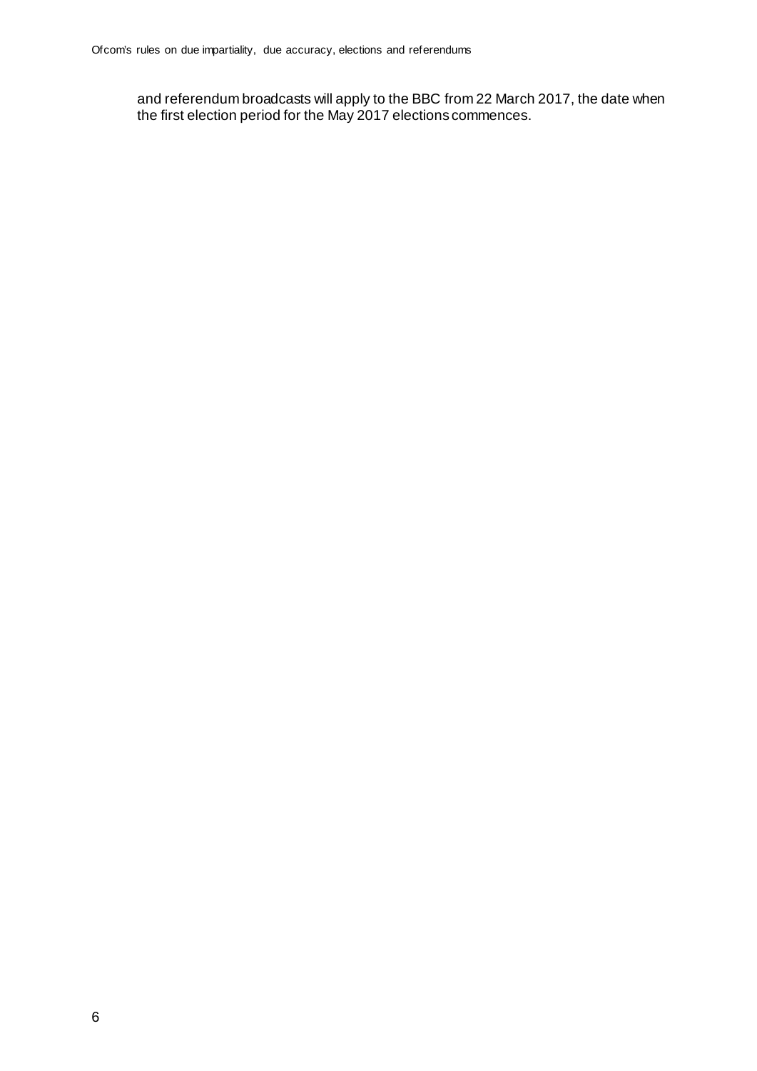and referendum broadcasts will apply to the BBC from 22 March 2017, the date when the first election period for the May 2017 elections commences.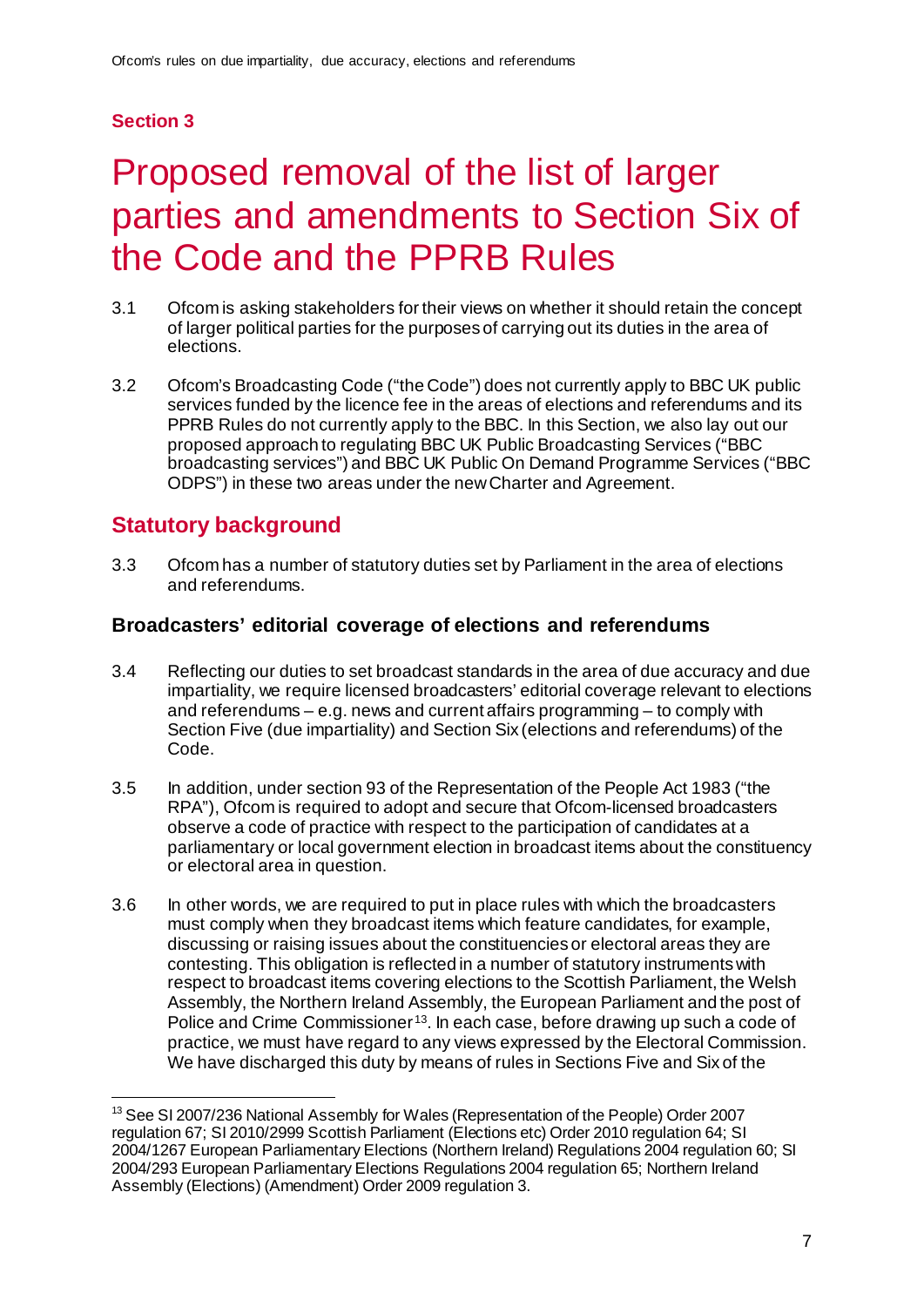## Section 3

# Proposed removal of the list of larger parties and amendments to Section Six of the Code and the PPRB Rules

3.1 Ofcom is asking stakeholders for their views on whether it should retain the concept of larger political parties for the purposes of carrying out its duties in the area of elections.

3.2 Ofcom's Broadcasting Code ("the Code") does not currently apply to BBC UK public services funded by the licence fee in the areas of elections and referendums and its PPRB Rules do not currently apply to the BBC. In this Section, we also lay out our proposed approach to regulating BBC UK Public Broadcasting Services ("BBC broadcasting services") and BBC UK Public On Demand Programme Services ("BBC ODPS") in these two areas under the new Charter and Agreement.

## Statutory background

3.3 Ofcom has a number of statutory duties set by Parliament in the area of elections and referendums.

### Broadcasters' editorial coverage of elections and referendums

3.4 Reflecting our duties to set broadcast standards in the area of due accuracy and due impartiality, we require licensed broadcasters' editorial coverage relevant to elections and referendums – e.g. news and current affairs programming – to comply with Section Five (due impartiality) and Section Six (elections and referendums) of the Code.

3.5 In addition, under section 93 of the Representation of the People Act 1983 ("the RPA"), Ofcom is required to adopt and secure that Ofcom-licensed broadcasters observe a code of practice with respect to the participation of candidates at a parliamentary or local government election in broadcast items about the constituency or electoral area in question.

3.6 In other words, we are required to put in place rules with which the broadcasters must comply when they broadcast items which feature candidates, for example, discussing or raising issues about the constituencies or electoral areas they are contesting. This obligation is reflected in a number of statutory instruments with respect to broadcast items covering elections to the Scottish Parliament, the Welsh Assembly, the Northern Ireland Assembly, the European Parliament and the post of Police and Crime Commissioner[13]. In each case, before drawing up such a code of practice, we must have regard to any views expressed by the Electoral Commission. We have discharged this duty by means of rules in Sections Five and Six of the

[13] See SI 2007/236 National Assembly for Wales (Representation of the People) Order 2007 regulation 67; SI 2010/2999 Scottish Parliament (Elections etc) Order 2010 regulation 64; SI 2004/1267 European Parliamentary Elections (Northern Ireland) Regulations 2004 regulation 60; SI 2004/293 European Parliamentary Elections Regulations 2004 regulation 65; Northern Ireland Assembly (Elections) (Amendment) Order 2009 regulation 3.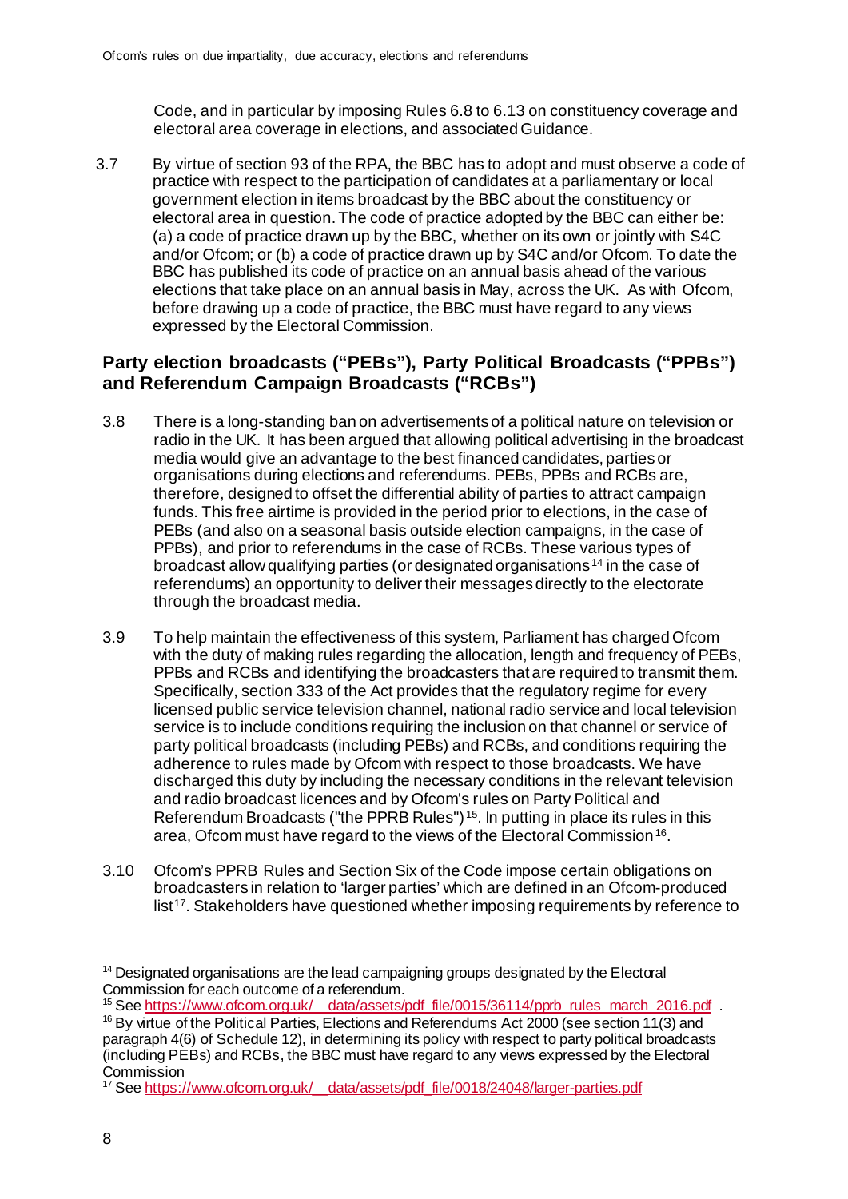Code, and in particular by imposing Rules 6.8 to 6.13 on constituency coverage and electoral area coverage in elections, and associated Guidance.

3.7 By virtue of section 93 of the RPA, the BBC has to adopt and must observe a code of practice with respect to the participation of candidates at a parliamentary or local government election in items broadcast by the BBC about the constituency or electoral area in question. The code of practice adopted by the BBC can either be: (a) a code of practice drawn up by the BBC, whether on its own or jointly with S4C and/or Ofcom; or (b) a code of practice drawn up by S4C and/or Ofcom. To date the BBC has published its code of practice on an annual basis ahead of the various elections that take place on an annual basis in May, across the UK. As with Ofcom, before drawing up a code of practice, the BBC must have regard to any views expressed by the Electoral Commission.

## Party election broadcasts ("PEBs"), Party Political Broadcasts ("PPBs") and Referendum Campaign Broadcasts ("RCBs")

3.8 There is a long-standing ban on advertisements of a political nature on television or radio in the UK. It has been argued that allowing political advertising in the broadcast media would give an advantage to the best financed candidates, parties or organisations during elections and referendums. PEBs, PPBs and RCBs are, therefore, designed to offset the differential ability of parties to attract campaign funds. This free airtime is provided in the period prior to elections, in the case of PEBs (and also on a seasonal basis outside election campaigns, in the case of PPBs), and prior to referendums in the case of RCBs. These various types of broadcast allow qualifying parties (or designated organisations[14] in the case of referendums) an opportunity to deliver their messages directly to the electorate through the broadcast media.

3.9 To help maintain the effectiveness of this system, Parliament has charged Ofcom with the duty of making rules regarding the allocation, length and frequency of PEBs, PPBs and RCBs and identifying the broadcasters that are required to transmit them. Specifically, section 333 of the Act provides that the regulatory regime for every licensed public service television channel, national radio service and local television service is to include conditions requiring the inclusion on that channel or service of party political broadcasts (including PEBs) and RCBs, and conditions requiring the adherence to rules made by Ofcom with respect to those broadcasts. We have discharged this duty by including the necessary conditions in the relevant television and radio broadcast licences and by Ofcom's rules on Party Political and Referendum Broadcasts ("the PPRB Rules")[15]. In putting in place its rules in this area, Ofcom must have regard to the views of the Electoral Commission[16].

3.10 Ofcom's PPRB Rules and Section Six of the Code impose certain obligations on broadcasters in relation to 'larger parties' which are defined in an Ofcom-produced list[17]. Stakeholders have questioned whether imposing requirements by reference to

---

[14] Designated organisations are the lead campaigning groups designated by the Electoral Commission for each outcome of a referendum.

[15] See https://www.ofcom.org.uk/__data/assets/pdf_file/0015/36114/pprb_rules_march_2016.pdf .

[16] By virtue of the Political Parties, Elections and Referendums Act 2000 (see section 11(3) and paragraph 4(6) of Schedule 12), in determining its policy with respect to party political broadcasts (including PEBs) and RCBs, the BBC must have regard to any views expressed by the Electoral Commission

[17] See https://www.ofcom.org.uk/__data/assets/pdf_file/0018/24048/larger-parties.pdf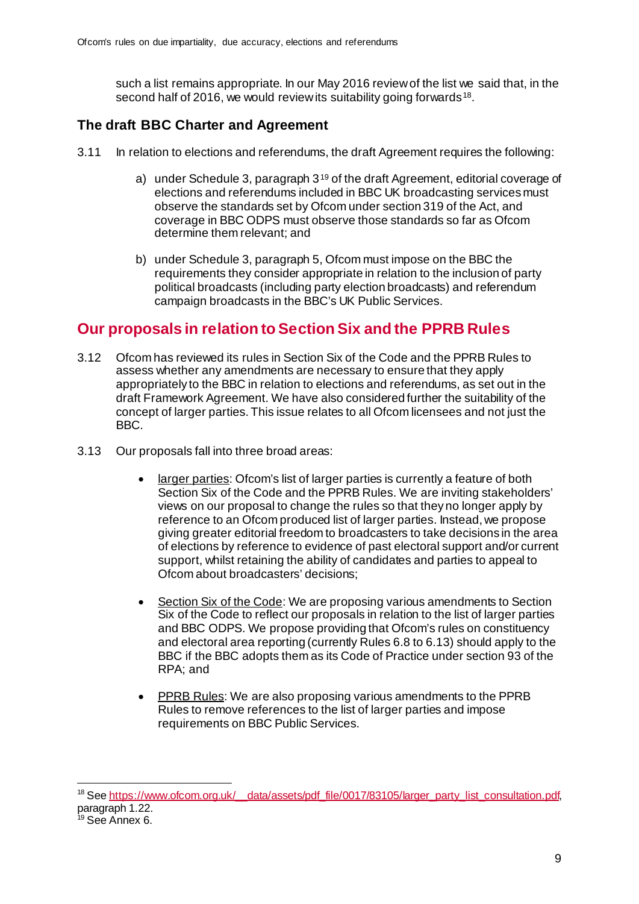such a list remains appropriate. In our May 2016 review of the list we said that, in the second half of 2016, we would review its suitability going forwards[18].

## The draft BBC Charter and Agreement

3.11 In relation to elections and referendums, the draft Agreement requires the following:

a) under Schedule 3, paragraph 3[19] of the draft Agreement, editorial coverage of elections and referendums included in BBC UK broadcasting services must observe the standards set by Ofcom under section 319 of the Act, and coverage in BBC ODPS must observe those standards so far as Ofcom determine them relevant; and

b) under Schedule 3, paragraph 5, Ofcom must impose on the BBC the requirements they consider appropriate in relation to the inclusion of party political broadcasts (including party election broadcasts) and referendum campaign broadcasts in the BBC's UK Public Services.

## Our proposals in relation to Section Six and the PPRB Rules

3.12 Ofcom has reviewed its rules in Section Six of the Code and the PPRB Rules to assess whether any amendments are necessary to ensure that they apply appropriately to the BBC in relation to elections and referendums, as set out in the draft Framework Agreement. We have also considered further the suitability of the concept of larger parties. This issue relates to all Ofcom licensees and not just the BBC.

3.13 Our proposals fall into three broad areas:

- larger parties: Ofcom's list of larger parties is currently a feature of both Section Six of the Code and the PPRB Rules. We are inviting stakeholders' views on our proposal to change the rules so that they no longer apply by reference to an Ofcom produced list of larger parties. Instead, we propose giving greater editorial freedom to broadcasters to take decisions in the area of elections by reference to evidence of past electoral support and/or current support, whilst retaining the ability of candidates and parties to appeal to Ofcom about broadcasters' decisions;

- Section Six of the Code: We are proposing various amendments to Section Six of the Code to reflect our proposals in relation to the list of larger parties and BBC ODPS. We propose providing that Ofcom's rules on constituency and electoral area reporting (currently Rules 6.8 to 6.13) should apply to the BBC if the BBC adopts them as its Code of Practice under section 93 of the RPA; and

- PPRB Rules: We are also proposing various amendments to the PPRB Rules to remove references to the list of larger parties and impose requirements on BBC Public Services.

[18] See https://www.ofcom.org.uk/__data/assets/pdf_file/0017/83105/larger_party_list_consultation.pdf, paragraph 1.22.

[19] See Annex 6.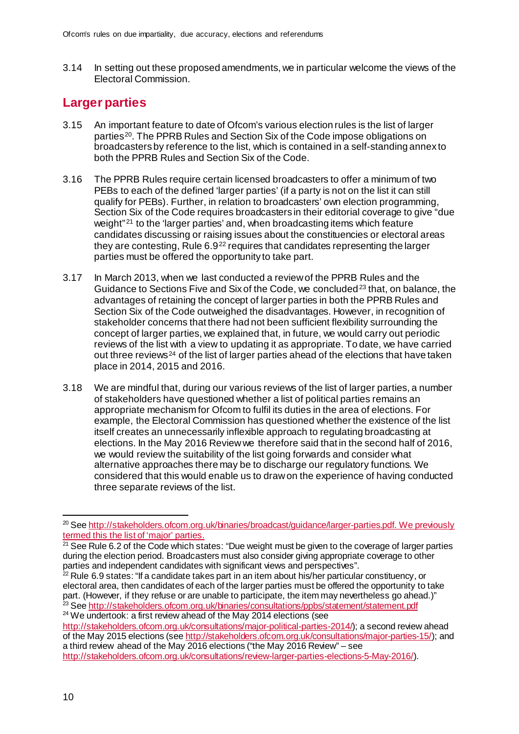3.14 In setting out these proposed amendments, we in particular welcome the views of the Electoral Commission.

## Larger parties

3.15 An important feature to date of Ofcom's various election rules is the list of larger parties[20]. The PPRB Rules and Section Six of the Code impose obligations on broadcasters by reference to the list, which is contained in a self-standing annex to both the PPRB Rules and Section Six of the Code.

3.16 The PPRB Rules require certain licensed broadcasters to offer a minimum of two PEBs to each of the defined 'larger parties' (if a party is not on the list it can still qualify for PEBs). Further, in relation to broadcasters' own election programming, Section Six of the Code requires broadcasters in their editorial coverage to give "due weight"[21] to the 'larger parties' and, when broadcasting items which feature candidates discussing or raising issues about the constituencies or electoral areas they are contesting, Rule 6.9[22] requires that candidates representing the larger parties must be offered the opportunity to take part.

3.17 In March 2013, when we last conducted a review of the PPRB Rules and the Guidance to Sections Five and Six of the Code, we concluded[23] that, on balance, the advantages of retaining the concept of larger parties in both the PPRB Rules and Section Six of the Code outweighed the disadvantages. However, in recognition of stakeholder concerns that there had not been sufficient flexibility surrounding the concept of larger parties, we explained that, in future, we would carry out periodic reviews of the list with a view to updating it as appropriate. To date, we have carried out three reviews[24] of the list of larger parties ahead of the elections that have taken place in 2014, 2015 and 2016.

3.18 We are mindful that, during our various reviews of the list of larger parties, a number of stakeholders have questioned whether a list of political parties remains an appropriate mechanism for Ofcom to fulfil its duties in the area of elections. For example, the Electoral Commission has questioned whether the existence of the list itself creates an unnecessarily inflexible approach to regulating broadcasting at elections. In the May 2016 Review we therefore said that in the second half of 2016, we would review the suitability of the list going forwards and consider what alternative approaches there may be to discharge our regulatory functions. We considered that this would enable us to draw on the experience of having conducted three separate reviews of the list.

---

[20] See http://stakeholders.ofcom.org.uk/binaries/broadcast/guidance/larger-parties.pdf. We previously termed this the list of 'major' parties.

[21] See Rule 6.2 of the Code which states: "Due weight must be given to the coverage of larger parties during the election period. Broadcasters must also consider giving appropriate coverage to other parties and independent candidates with significant views and perspectives".

[22] Rule 6.9 states: "If a candidate takes part in an item about his/her particular constituency, or electoral area, then candidates of each of the larger parties must be offered the opportunity to take part. (However, if they refuse or are unable to participate, the item may nevertheless go ahead.)"

[23] See http://stakeholders.ofcom.org.uk/binaries/consultations/ppbs/statement/statement.pdf

[24] We undertook: a first review ahead of the May 2014 elections (see http://stakeholders.ofcom.org.uk/consultations/major-political-parties-2014/); a second review ahead of the May 2015 elections (see http://stakeholders.ofcom.org.uk/consultations/major-parties-15/); and a third review ahead of the May 2016 elections ("the May 2016 Review" – see http://stakeholders.ofcom.org.uk/consultations/review-larger-parties-elections-5-May-2016/).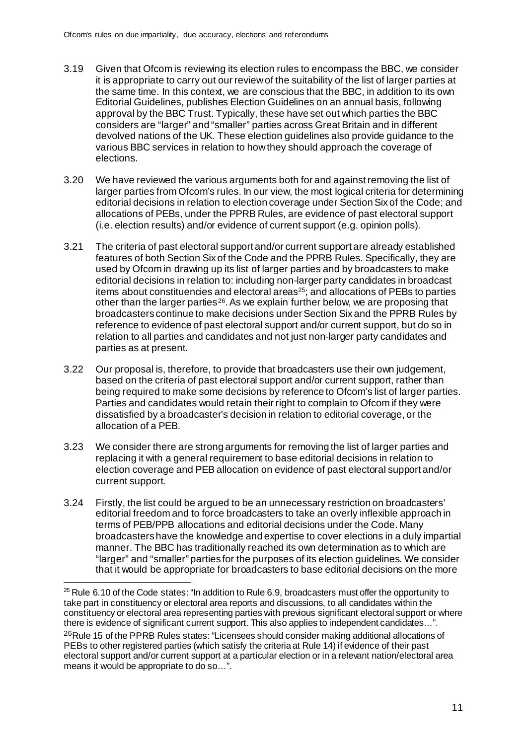3.19 Given that Ofcom is reviewing its election rules to encompass the BBC, we consider it is appropriate to carry out our review of the suitability of the list of larger parties at the same time. In this context, we are conscious that the BBC, in addition to its own Editorial Guidelines, publishes Election Guidelines on an annual basis, following approval by the BBC Trust. Typically, these have set out which parties the BBC considers are "larger" and "smaller" parties across Great Britain and in different devolved nations of the UK. These election guidelines also provide guidance to the various BBC services in relation to how they should approach the coverage of elections.

3.20 We have reviewed the various arguments both for and against removing the list of larger parties from Ofcom's rules. In our view, the most logical criteria for determining editorial decisions in relation to election coverage under Section Six of the Code; and allocations of PEBs, under the PPRB Rules, are evidence of past electoral support (i.e. election results) and/or evidence of current support (e.g. opinion polls).

3.21 The criteria of past electoral support and/or current support are already established features of both Section Six of the Code and the PPRB Rules. Specifically, they are used by Ofcom in drawing up its list of larger parties and by broadcasters to make editorial decisions in relation to: including non-larger party candidates in broadcast items about constituencies and electoral areas[25]; and allocations of PEBs to parties other than the larger parties[26]. As we explain further below, we are proposing that broadcasters continue to make decisions under Section Six and the PPRB Rules by reference to evidence of past electoral support and/or current support, but do so in relation to all parties and candidates and not just non-larger party candidates and parties as at present.

3.22 Our proposal is, therefore, to provide that broadcasters use their own judgement, based on the criteria of past electoral support and/or current support, rather than being required to make some decisions by reference to Ofcom's list of larger parties. Parties and candidates would retain their right to complain to Ofcom if they were dissatisfied by a broadcaster's decision in relation to editorial coverage, or the allocation of a PEB.

3.23 We consider there are strong arguments for removing the list of larger parties and replacing it with a general requirement to base editorial decisions in relation to election coverage and PEB allocation on evidence of past electoral support and/or current support.

3.24 Firstly, the list could be argued to be an unnecessary restriction on broadcasters' editorial freedom and to force broadcasters to take an overly inflexible approach in terms of PEB/PPB allocations and editorial decisions under the Code. Many broadcasters have the knowledge and expertise to cover elections in a duly impartial manner. The BBC has traditionally reached its own determination as to which are "larger" and "smaller" parties for the purposes of its election guidelines. We consider that it would be appropriate for broadcasters to base editorial decisions on the more

---

[25] Rule 6.10 of the Code states: "In addition to Rule 6.9, broadcasters must offer the opportunity to take part in constituency or electoral area reports and discussions, to all candidates within the constituency or electoral area representing parties with previous significant electoral support or where there is evidence of significant current support. This also applies to independent candidates…".

[26] Rule 15 of the PPRB Rules states: "Licensees should consider making additional allocations of PEBs to other registered parties (which satisfy the criteria at Rule 14) if evidence of their past electoral support and/or current support at a particular election or in a relevant nation/electoral area means it would be appropriate to do so…".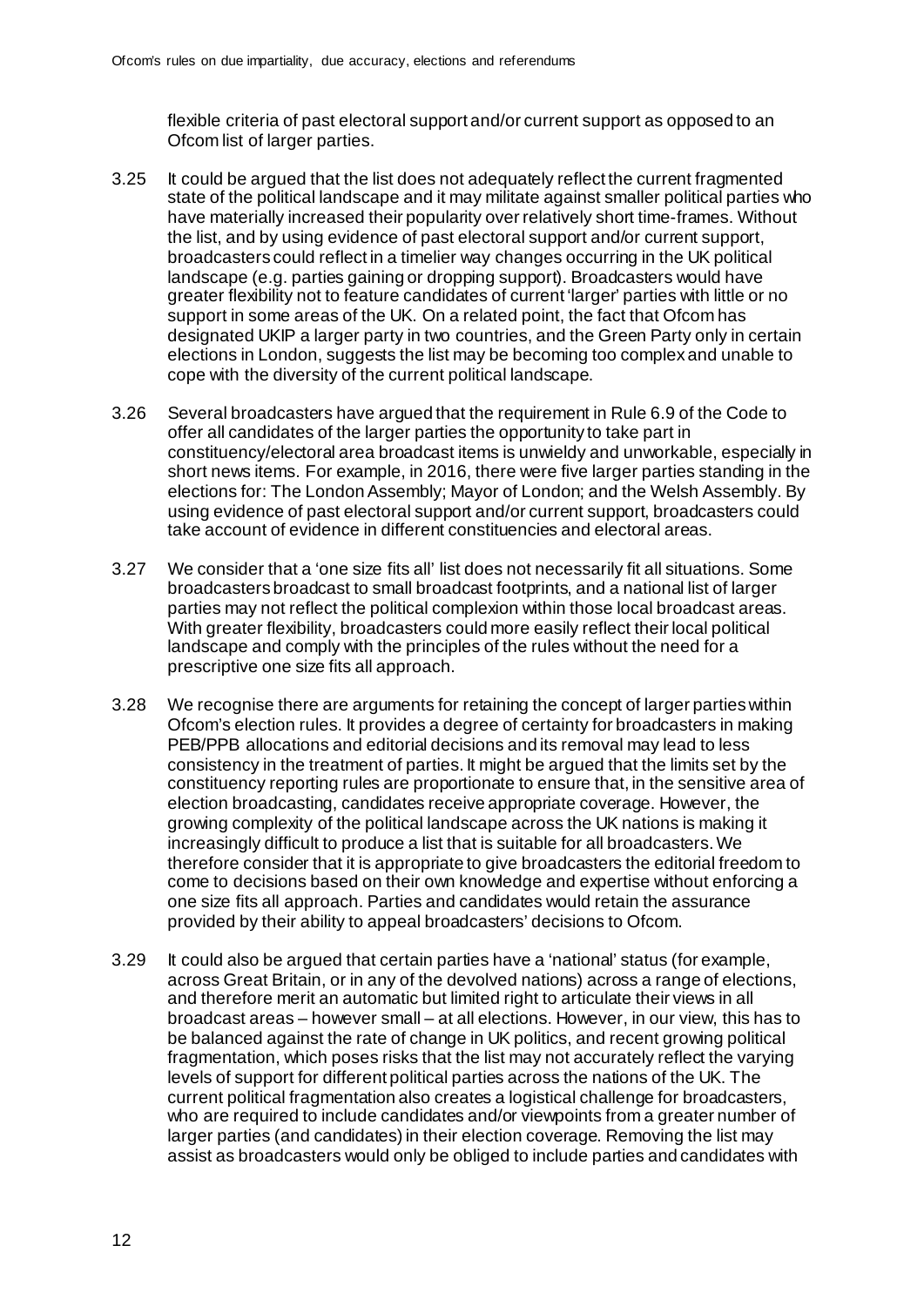flexible criteria of past electoral support and/or current support as opposed to an Ofcom list of larger parties.

3.25 It could be argued that the list does not adequately reflect the current fragmented state of the political landscape and it may militate against smaller political parties who have materially increased their popularity over relatively short time-frames. Without the list, and by using evidence of past electoral support and/or current support, broadcasters could reflect in a timelier way changes occurring in the UK political landscape (e.g. parties gaining or dropping support). Broadcasters would have greater flexibility not to feature candidates of current 'larger' parties with little or no support in some areas of the UK. On a related point, the fact that Ofcom has designated UKIP a larger party in two countries, and the Green Party only in certain elections in London, suggests the list may be becoming too complex and unable to cope with the diversity of the current political landscape.

3.26 Several broadcasters have argued that the requirement in Rule 6.9 of the Code to offer all candidates of the larger parties the opportunity to take part in constituency/electoral area broadcast items is unwieldy and unworkable, especially in short news items. For example, in 2016, there were five larger parties standing in the elections for: The London Assembly; Mayor of London; and the Welsh Assembly. By using evidence of past electoral support and/or current support, broadcasters could take account of evidence in different constituencies and electoral areas.

3.27 We consider that a 'one size fits all' list does not necessarily fit all situations. Some broadcasters broadcast to small broadcast footprints, and a national list of larger parties may not reflect the political complexion within those local broadcast areas. With greater flexibility, broadcasters could more easily reflect their local political landscape and comply with the principles of the rules without the need for a prescriptive one size fits all approach.

3.28 We recognise there are arguments for retaining the concept of larger parties within Ofcom's election rules. It provides a degree of certainty for broadcasters in making PEB/PPB allocations and editorial decisions and its removal may lead to less consistency in the treatment of parties. It might be argued that the limits set by the constituency reporting rules are proportionate to ensure that, in the sensitive area of election broadcasting, candidates receive appropriate coverage. However, the growing complexity of the political landscape across the UK nations is making it increasingly difficult to produce a list that is suitable for all broadcasters. We therefore consider that it is appropriate to give broadcasters the editorial freedom to come to decisions based on their own knowledge and expertise without enforcing a one size fits all approach. Parties and candidates would retain the assurance provided by their ability to appeal broadcasters' decisions to Ofcom.

3.29 It could also be argued that certain parties have a 'national' status (for example, across Great Britain, or in any of the devolved nations) across a range of elections, and therefore merit an automatic but limited right to articulate their views in all broadcast areas – however small – at all elections. However, in our view, this has to be balanced against the rate of change in UK politics, and recent growing political fragmentation, which poses risks that the list may not accurately reflect the varying levels of support for different political parties across the nations of the UK. The current political fragmentation also creates a logistical challenge for broadcasters, who are required to include candidates and/or viewpoints from a greater number of larger parties (and candidates) in their election coverage. Removing the list may assist as broadcasters would only be obliged to include parties and candidates with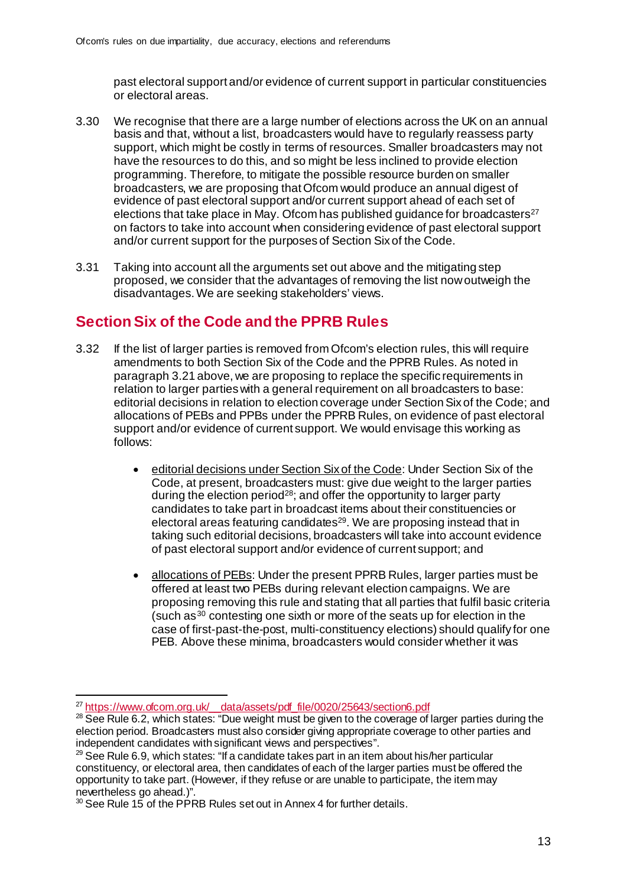past electoral support and/or evidence of current support in particular constituencies or electoral areas.

3.30 We recognise that there are a large number of elections across the UK on an annual basis and that, without a list, broadcasters would have to regularly reassess party support, which might be costly in terms of resources. Smaller broadcasters may not have the resources to do this, and so might be less inclined to provide election programming. Therefore, to mitigate the possible resource burden on smaller broadcasters, we are proposing that Ofcom would produce an annual digest of evidence of past electoral support and/or current support ahead of each set of elections that take place in May. Ofcom has published guidance for broadcasters[27] on factors to take into account when considering evidence of past electoral support and/or current support for the purposes of Section Six of the Code.

3.31 Taking into account all the arguments set out above and the mitigating step proposed, we consider that the advantages of removing the list now outweigh the disadvantages. We are seeking stakeholders' views.

## Section Six of the Code and the PPRB Rules

3.32 If the list of larger parties is removed from Ofcom's election rules, this will require amendments to both Section Six of the Code and the PPRB Rules. As noted in paragraph 3.21 above, we are proposing to replace the specific requirements in relation to larger parties with a general requirement on all broadcasters to base: editorial decisions in relation to election coverage under Section Six of the Code; and allocations of PEBs and PPBs under the PPRB Rules, on evidence of past electoral support and/or evidence of current support. We would envisage this working as follows:

- editorial decisions under Section Six of the Code: Under Section Six of the Code, at present, broadcasters must: give due weight to the larger parties during the election period[28]; and offer the opportunity to larger party candidates to take part in broadcast items about their constituencies or electoral areas featuring candidates[29]. We are proposing instead that in taking such editorial decisions, broadcasters will take into account evidence of past electoral support and/or evidence of current support; and

- allocations of PEBs: Under the present PPRB Rules, larger parties must be offered at least two PEBs during relevant election campaigns. We are proposing removing this rule and stating that all parties that fulfil basic criteria (such as[30] contesting one sixth or more of the seats up for election in the case of first-past-the-post, multi-constituency elections) should qualify for one PEB. Above these minima, broadcasters would consider whether it was

---

[27] https://www.ofcom.org.uk/__data/assets/pdf_file/0020/25643/section6.pdf

[28] See Rule 6.2, which states: "Due weight must be given to the coverage of larger parties during the election period. Broadcasters must also consider giving appropriate coverage to other parties and independent candidates with significant views and perspectives".

[29] See Rule 6.9, which states: "If a candidate takes part in an item about his/her particular constituency, or electoral area, then candidates of each of the larger parties must be offered the opportunity to take part. (However, if they refuse or are unable to participate, the item may nevertheless go ahead.)".

[30] See Rule 15 of the PPRB Rules set out in Annex 4 for further details.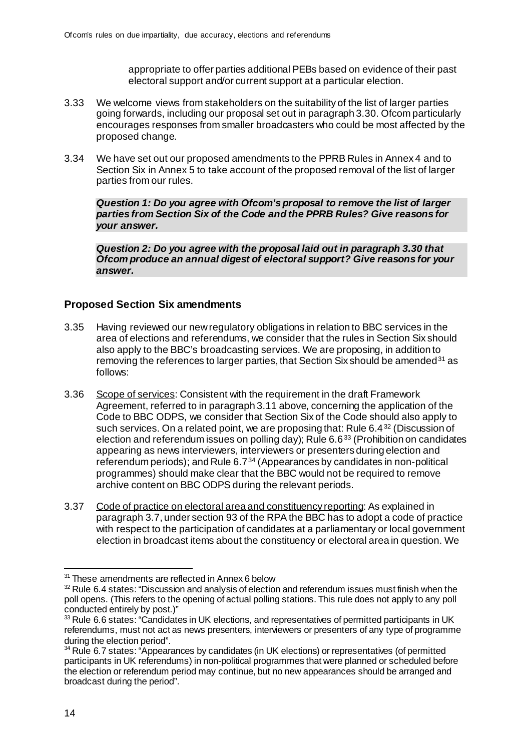appropriate to offer parties additional PEBs based on evidence of their past electoral support and/or current support at a particular election.

3.33 We welcome views from stakeholders on the suitability of the list of larger parties going forwards, including our proposal set out in paragraph 3.30. Ofcom particularly encourages responses from smaller broadcasters who could be most affected by the proposed change.

3.34 We have set out our proposed amendments to the PPRB Rules in Annex 4 and to Section Six in Annex 5 to take account of the proposed removal of the list of larger parties from our rules.

***Question 1: Do you agree with Ofcom's proposal to remove the list of larger parties from Section Six of the Code and the PPRB Rules? Give reasons for your answer.***

***Question 2: Do you agree with the proposal laid out in paragraph 3.30 that Ofcom produce an annual digest of electoral support? Give reasons for your answer.***

## Proposed Section Six amendments

3.35 Having reviewed our new regulatory obligations in relation to BBC services in the area of elections and referendums, we consider that the rules in Section Six should also apply to the BBC's broadcasting services. We are proposing, in addition to removing the references to larger parties, that Section Six should be amended[31] as follows:

3.36 Scope of services: Consistent with the requirement in the draft Framework Agreement, referred to in paragraph 3.11 above, concerning the application of the Code to BBC ODPS, we consider that Section Six of the Code should also apply to such services. On a related point, we are proposing that: Rule 6.4[32] (Discussion of election and referendum issues on polling day); Rule 6.6[33] (Prohibition on candidates appearing as news interviewers, interviewers or presenters during election and referendum periods); and Rule 6.7[34] (Appearances by candidates in non-political programmes) should make clear that the BBC would not be required to remove archive content on BBC ODPS during the relevant periods.

3.37 Code of practice on electoral area and constituency reporting: As explained in paragraph 3.7, under section 93 of the RPA the BBC has to adopt a code of practice with respect to the participation of candidates at a parliamentary or local government election in broadcast items about the constituency or electoral area in question. We

---

[31] These amendments are reflected in Annex 6 below

[32] Rule 6.4 states: "Discussion and analysis of election and referendum issues must finish when the poll opens. (This refers to the opening of actual polling stations. This rule does not apply to any poll conducted entirely by post.)"

[33] Rule 6.6 states: "Candidates in UK elections, and representatives of permitted participants in UK referendums, must not act as news presenters, interviewers or presenters of any type of programme during the election period".

[34] Rule 6.7 states: "Appearances by candidates (in UK elections) or representatives (of permitted participants in UK referendums) in non-political programmes that were planned or scheduled before the election or referendum period may continue, but no new appearances should be arranged and broadcast during the period".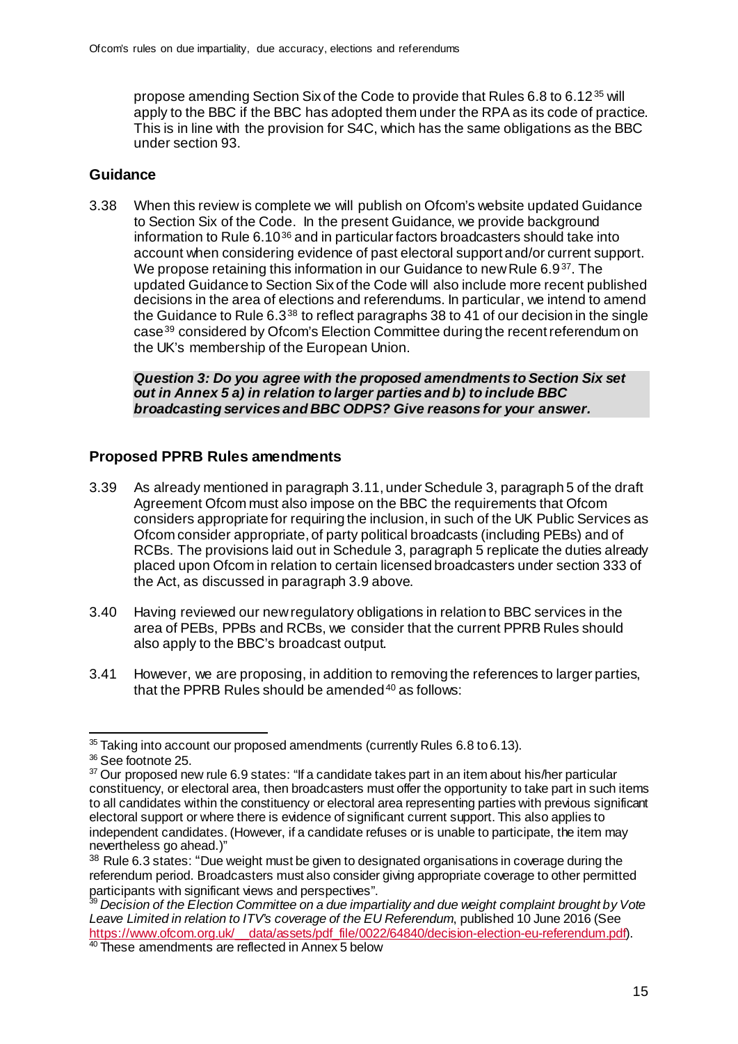propose amending Section Six of the Code to provide that Rules 6.8 to 6.12[35] will apply to the BBC if the BBC has adopted them under the RPA as its code of practice. This is in line with the provision for S4C, which has the same obligations as the BBC under section 93.

## Guidance

3.38 When this review is complete we will publish on Ofcom's website updated Guidance to Section Six of the Code. In the present Guidance, we provide background information to Rule 6.10[36] and in particular factors broadcasters should take into account when considering evidence of past electoral support and/or current support. We propose retaining this information in our Guidance to new Rule 6.9[37]. The updated Guidance to Section Six of the Code will also include more recent published decisions in the area of elections and referendums. In particular, we intend to amend the Guidance to Rule 6.3[38] to reflect paragraphs 38 to 41 of our decision in the single case[39] considered by Ofcom's Election Committee during the recent referendum on the UK's membership of the European Union.

> ***Question 3: Do you agree with the proposed amendments to Section Six set out in Annex 5 a) in relation to larger parties and b) to include BBC broadcasting services and BBC ODPS? Give reasons for your answer.***

## Proposed PPRB Rules amendments

3.39 As already mentioned in paragraph 3.11, under Schedule 3, paragraph 5 of the draft Agreement Ofcom must also impose on the BBC the requirements that Ofcom considers appropriate for requiring the inclusion, in such of the UK Public Services as Ofcom consider appropriate, of party political broadcasts (including PEBs) and of RCBs. The provisions laid out in Schedule 3, paragraph 5 replicate the duties already placed upon Ofcom in relation to certain licensed broadcasters under section 333 of the Act, as discussed in paragraph 3.9 above.

3.40 Having reviewed our new regulatory obligations in relation to BBC services in the area of PEBs, PPBs and RCBs, we consider that the current PPRB Rules should also apply to the BBC's broadcast output.

3.41 However, we are proposing, in addition to removing the references to larger parties, that the PPRB Rules should be amended[40] as follows:

---

[35] Taking into account our proposed amendments (currently Rules 6.8 to 6.13).

[36] See footnote 25.

[37] Our proposed new rule 6.9 states: "If a candidate takes part in an item about his/her particular constituency, or electoral area, then broadcasters must offer the opportunity to take part in such items to all candidates within the constituency or electoral area representing parties with previous significant electoral support or where there is evidence of significant current support. This also applies to independent candidates. (However, if a candidate refuses or is unable to participate, the item may nevertheless go ahead.)"

[38] Rule 6.3 states: "Due weight must be given to designated organisations in coverage during the referendum period. Broadcasters must also consider giving appropriate coverage to other permitted participants with significant views and perspectives".

[39] *Decision of the Election Committee on a due impartiality and due weight complaint brought by Vote Leave Limited in relation to ITV's coverage of the EU Referendum*, published 10 June 2016 (See https://www.ofcom.org.uk/__data/assets/pdf_file/0022/64840/decision-election-eu-referendum.pdf).

[40] These amendments are reflected in Annex 5 below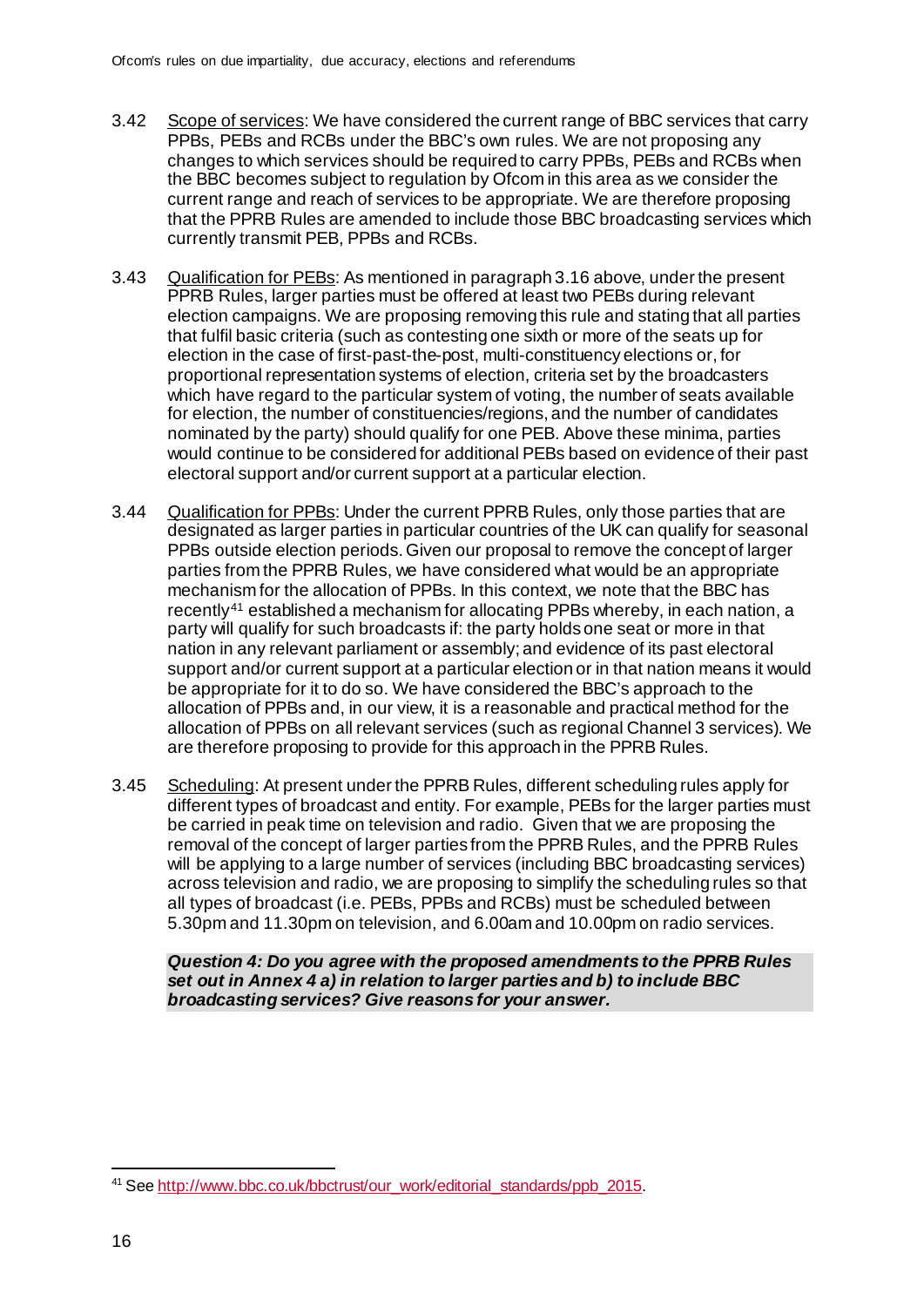3.42 Scope of services: We have considered the current range of BBC services that carry PPBs, PEBs and RCBs under the BBC's own rules. We are not proposing any changes to which services should be required to carry PPBs, PEBs and RCBs when the BBC becomes subject to regulation by Ofcom in this area as we consider the current range and reach of services to be appropriate. We are therefore proposing that the PPRB Rules are amended to include those BBC broadcasting services which currently transmit PEB, PPBs and RCBs.

3.43 Qualification for PEBs: As mentioned in paragraph 3.16 above, under the present PPRB Rules, larger parties must be offered at least two PEBs during relevant election campaigns. We are proposing removing this rule and stating that all parties that fulfil basic criteria (such as contesting one sixth or more of the seats up for election in the case of first-past-the-post, multi-constituency elections or, for proportional representation systems of election, criteria set by the broadcasters which have regard to the particular system of voting, the number of seats available for election, the number of constituencies/regions, and the number of candidates nominated by the party) should qualify for one PEB. Above these minima, parties would continue to be considered for additional PEBs based on evidence of their past electoral support and/or current support at a particular election.

3.44 Qualification for PPBs: Under the current PPRB Rules, only those parties that are designated as larger parties in particular countries of the UK can qualify for seasonal PPBs outside election periods. Given our proposal to remove the concept of larger parties from the PPRB Rules, we have considered what would be an appropriate mechanism for the allocation of PPBs. In this context, we note that the BBC has recently[41] established a mechanism for allocating PPBs whereby, in each nation, a party will qualify for such broadcasts if: the party holds one seat or more in that nation in any relevant parliament or assembly; and evidence of its past electoral support and/or current support at a particular election or in that nation means it would be appropriate for it to do so. We have considered the BBC's approach to the allocation of PPBs and, in our view, it is a reasonable and practical method for the allocation of PPBs on all relevant services (such as regional Channel 3 services). We are therefore proposing to provide for this approach in the PPRB Rules.

3.45 Scheduling: At present under the PPRB Rules, different scheduling rules apply for different types of broadcast and entity. For example, PEBs for the larger parties must be carried in peak time on television and radio. Given that we are proposing the removal of the concept of larger parties from the PPRB Rules, and the PPRB Rules will be applying to a large number of services (including BBC broadcasting services) across television and radio, we are proposing to simplify the scheduling rules so that all types of broadcast (i.e. PEBs, PPBs and RCBs) must be scheduled between 5.30pm and 11.30pm on television, and 6.00am and 10.00pm on radio services.

***Question 4: Do you agree with the proposed amendments to the PPRB Rules set out in Annex 4 a) in relation to larger parties and b) to include BBC broadcasting services? Give reasons for your answer.***

[41] See http://www.bbc.co.uk/bbctrust/our_work/editorial_standards/ppb_2015.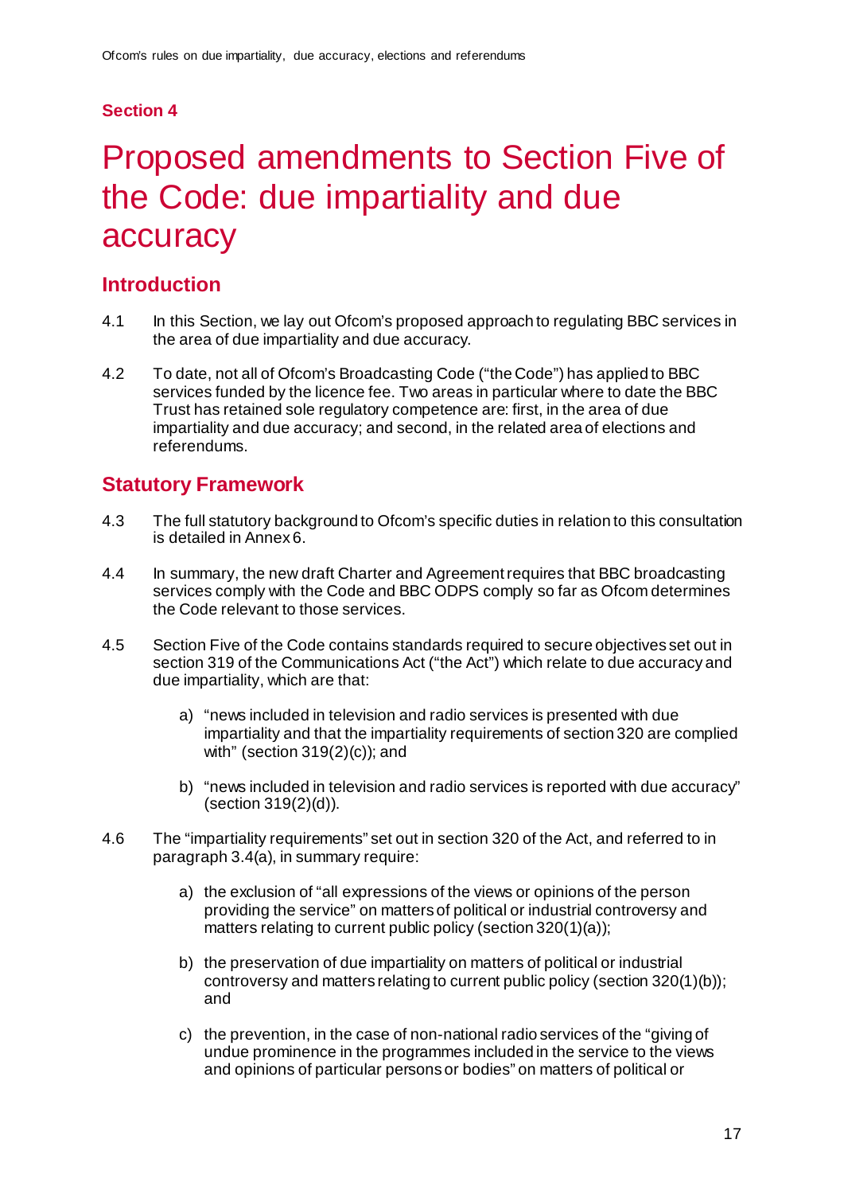**Section 4**

# Proposed amendments to Section Five of the Code: due impartiality and due accuracy

## Introduction

4.1 In this Section, we lay out Ofcom's proposed approach to regulating BBC services in the area of due impartiality and due accuracy.

4.2 To date, not all of Ofcom's Broadcasting Code ("the Code") has applied to BBC services funded by the licence fee. Two areas in particular where to date the BBC Trust has retained sole regulatory competence are: first, in the area of due impartiality and due accuracy; and second, in the related area of elections and referendums.

## Statutory Framework

4.3 The full statutory background to Ofcom's specific duties in relation to this consultation is detailed in Annex 6.

4.4 In summary, the new draft Charter and Agreement requires that BBC broadcasting services comply with the Code and BBC ODPS comply so far as Ofcom determines the Code relevant to those services.

4.5 Section Five of the Code contains standards required to secure objectives set out in section 319 of the Communications Act ("the Act") which relate to due accuracy and due impartiality, which are that:

a) "news included in television and radio services is presented with due impartiality and that the impartiality requirements of section 320 are complied with" (section 319(2)(c)); and

b) "news included in television and radio services is reported with due accuracy" (section 319(2)(d)).

4.6 The "impartiality requirements" set out in section 320 of the Act, and referred to in paragraph 3.4(a), in summary require:

a) the exclusion of "all expressions of the views or opinions of the person providing the service" on matters of political or industrial controversy and matters relating to current public policy (section 320(1)(a));

b) the preservation of due impartiality on matters of political or industrial controversy and matters relating to current public policy (section 320(1)(b)); and

c) the prevention, in the case of non-national radio services of the "giving of undue prominence in the programmes included in the service to the views and opinions of particular persons or bodies" on matters of political or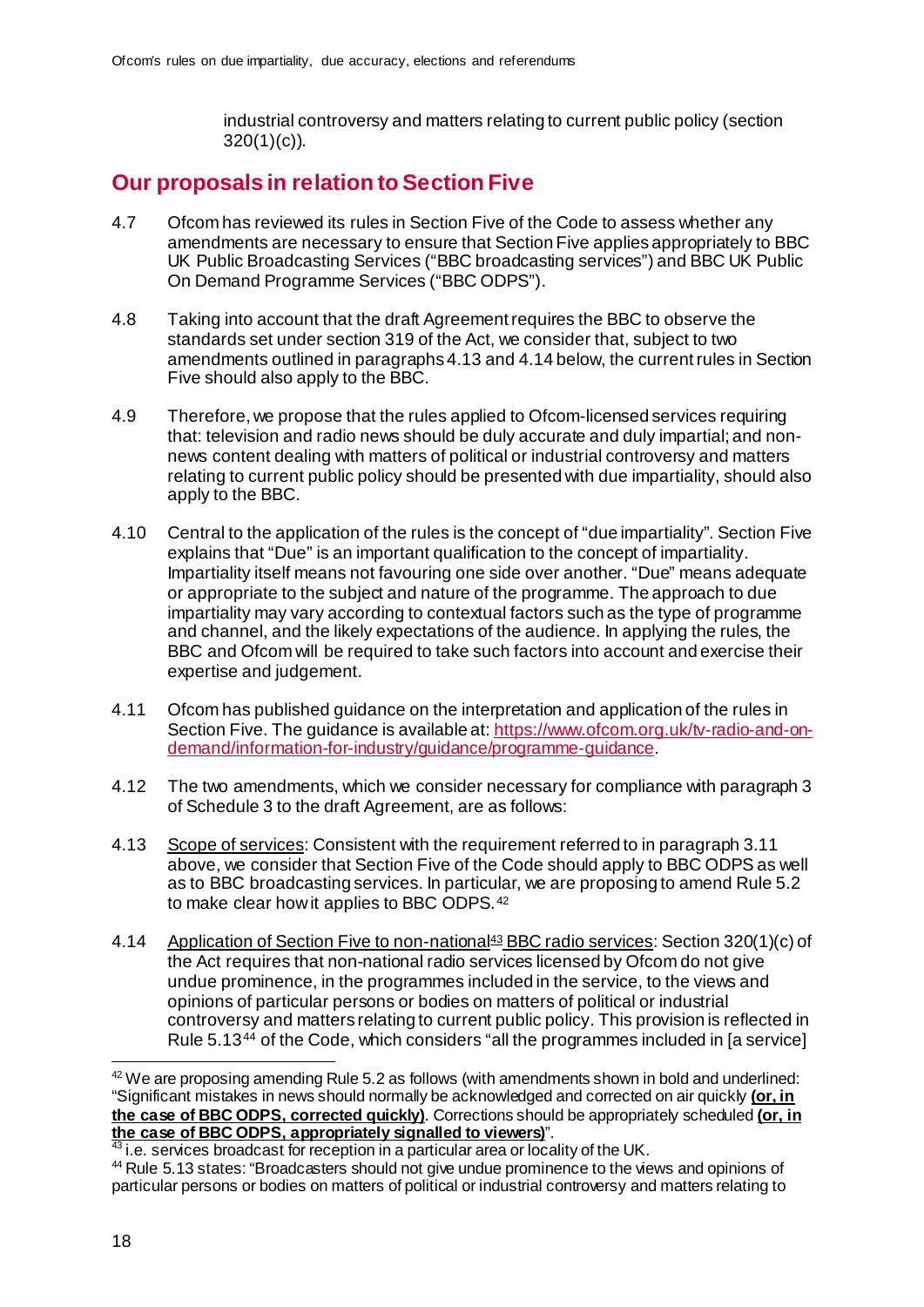industrial controversy and matters relating to current public policy (section 320(1)(c)).

## Our proposals in relation to Section Five

4.7 Ofcom has reviewed its rules in Section Five of the Code to assess whether any amendments are necessary to ensure that Section Five applies appropriately to BBC UK Public Broadcasting Services ("BBC broadcasting services") and BBC UK Public On Demand Programme Services ("BBC ODPS").

4.8 Taking into account that the draft Agreement requires the BBC to observe the standards set under section 319 of the Act, we consider that, subject to two amendments outlined in paragraphs 4.13 and 4.14 below, the current rules in Section Five should also apply to the BBC.

4.9 Therefore, we propose that the rules applied to Ofcom-licensed services requiring that: television and radio news should be duly accurate and duly impartial; and non-news content dealing with matters of political or industrial controversy and matters relating to current public policy should be presented with due impartiality, should also apply to the BBC.

4.10 Central to the application of the rules is the concept of "due impartiality". Section Five explains that "Due" is an important qualification to the concept of impartiality. Impartiality itself means not favouring one side over another. "Due" means adequate or appropriate to the subject and nature of the programme. The approach to due impartiality may vary according to contextual factors such as the type of programme and channel, and the likely expectations of the audience. In applying the rules, the BBC and Ofcom will be required to take such factors into account and exercise their expertise and judgement.

4.11 Ofcom has published guidance on the interpretation and application of the rules in Section Five. The guidance is available at: [https://www.ofcom.org.uk/tv-radio-and-on-demand/information-for-industry/guidance/programme-guidance](https://www.ofcom.org.uk/tv-radio-and-on-demand/information-for-industry/guidance/programme-guidance).

4.12 The two amendments, which we consider necessary for compliance with paragraph 3 of Schedule 3 to the draft Agreement, are as follows:

4.13 Scope of services: Consistent with the requirement referred to in paragraph 3.11 above, we consider that Section Five of the Code should apply to BBC ODPS as well as to BBC broadcasting services. In particular, we are proposing to amend Rule 5.2 to make clear how it applies to BBC ODPS.[42]

4.14 Application of Section Five to non-national[43] BBC radio services: Section 320(1)(c) of the Act requires that non-national radio services licensed by Ofcom do not give undue prominence, in the programmes included in the service, to the views and opinions of particular persons or bodies on matters of political or industrial controversy and matters relating to current public policy. This provision is reflected in Rule 5.13[44] of the Code, which considers "all the programmes included in [a service]

---

[42] We are proposing amending Rule 5.2 as follows (with amendments shown in bold and underlined: "Significant mistakes in news should normally be acknowledged and corrected on air quickly **(or, in the case of BBC ODPS, corrected quickly)**. Corrections should be appropriately scheduled **(or, in the case of BBC ODPS, appropriately signalled to viewers)**".

[43] i.e. services broadcast for reception in a particular area or locality of the UK.

[44] Rule 5.13 states: "Broadcasters should not give undue prominence to the views and opinions of particular persons or bodies on matters of political or industrial controversy and matters relating to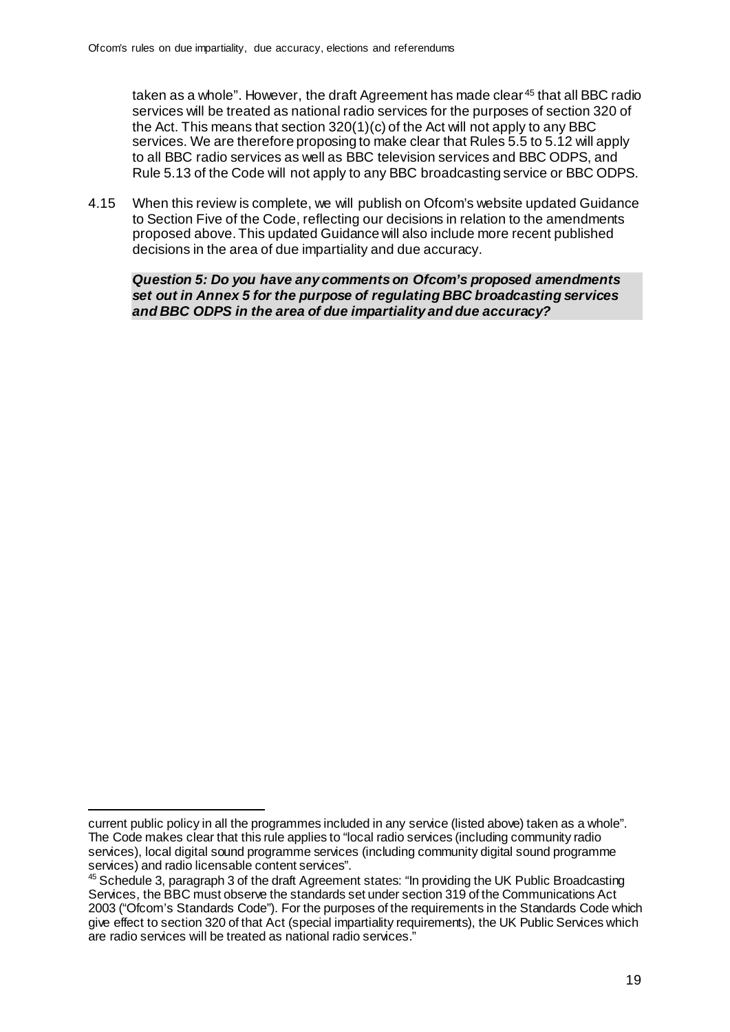taken as a whole". However, the draft Agreement has made clear[45] that all BBC radio services will be treated as national radio services for the purposes of section 320 of the Act. This means that section 320(1)(c) of the Act will not apply to any BBC services. We are therefore proposing to make clear that Rules 5.5 to 5.12 will apply to all BBC radio services as well as BBC television services and BBC ODPS, and Rule 5.13 of the Code will not apply to any BBC broadcasting service or BBC ODPS.

4.15 When this review is complete, we will publish on Ofcom's website updated Guidance to Section Five of the Code, reflecting our decisions in relation to the amendments proposed above. This updated Guidance will also include more recent published decisions in the area of due impartiality and due accuracy.

***Question 5: Do you have any comments on Ofcom's proposed amendments set out in Annex 5 for the purpose of regulating BBC broadcasting services and BBC ODPS in the area of due impartiality and due accuracy?***

---

current public policy in all the programmes included in any service (listed above) taken as a whole". The Code makes clear that this rule applies to "local radio services (including community radio services), local digital sound programme services (including community digital sound programme services) and radio licensable content services".

[45] Schedule 3, paragraph 3 of the draft Agreement states: "In providing the UK Public Broadcasting Services, the BBC must observe the standards set under section 319 of the Communications Act 2003 ("Ofcom's Standards Code"). For the purposes of the requirements in the Standards Code which give effect to section 320 of that Act (special impartiality requirements), the UK Public Services which are radio services will be treated as national radio services."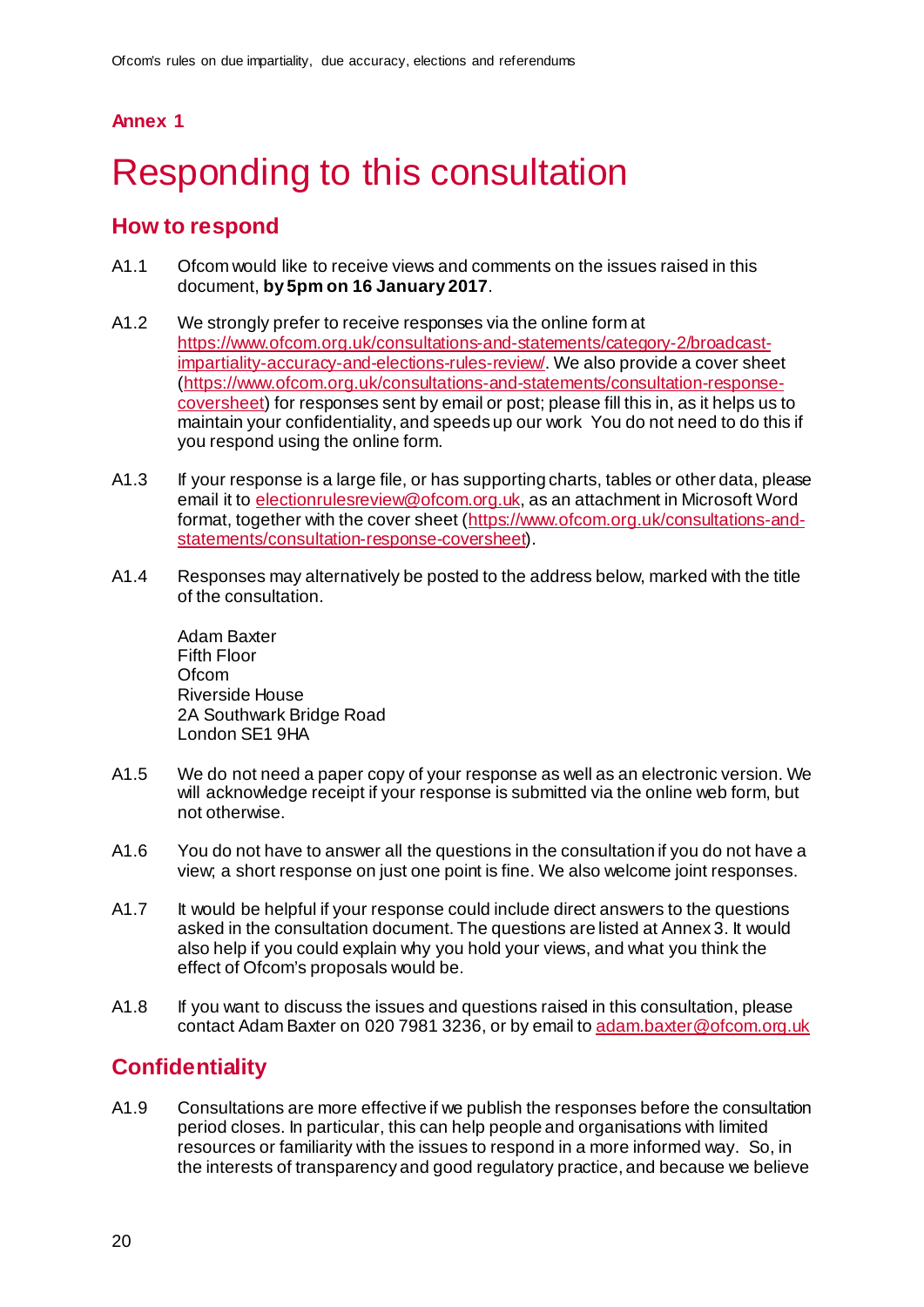**Annex 1**

# Responding to this consultation

## How to respond

A1.1 Ofcom would like to receive views and comments on the issues raised in this document, **by 5pm on 16 January 2017**.

A1.2 We strongly prefer to receive responses via the online form at https://www.ofcom.org.uk/consultations-and-statements/category-2/broadcast-impartiality-accuracy-and-elections-rules-review/. We also provide a cover sheet (https://www.ofcom.org.uk/consultations-and-statements/consultation-response-coversheet) for responses sent by email or post; please fill this in, as it helps us to maintain your confidentiality, and speeds up our work You do not need to do this if you respond using the online form.

A1.3 If your response is a large file, or has supporting charts, tables or other data, please email it to electionrulesreview@ofcom.org.uk, as an attachment in Microsoft Word format, together with the cover sheet (https://www.ofcom.org.uk/consultations-and-statements/consultation-response-coversheet).

A1.4 Responses may alternatively be posted to the address below, marked with the title of the consultation.

Adam Baxter
Fifth Floor
Ofcom
Riverside House
2A Southwark Bridge Road
London SE1 9HA

A1.5 We do not need a paper copy of your response as well as an electronic version. We will acknowledge receipt if your response is submitted via the online web form, but not otherwise.

A1.6 You do not have to answer all the questions in the consultation if you do not have a view; a short response on just one point is fine. We also welcome joint responses.

A1.7 It would be helpful if your response could include direct answers to the questions asked in the consultation document. The questions are listed at Annex 3. It would also help if you could explain why you hold your views, and what you think the effect of Ofcom's proposals would be.

A1.8 If you want to discuss the issues and questions raised in this consultation, please contact Adam Baxter on 020 7981 3236, or by email to adam.baxter@ofcom.org.uk

## Confidentiality

A1.9 Consultations are more effective if we publish the responses before the consultation period closes. In particular, this can help people and organisations with limited resources or familiarity with the issues to respond in a more informed way. So, in the interests of transparency and good regulatory practice, and because we believe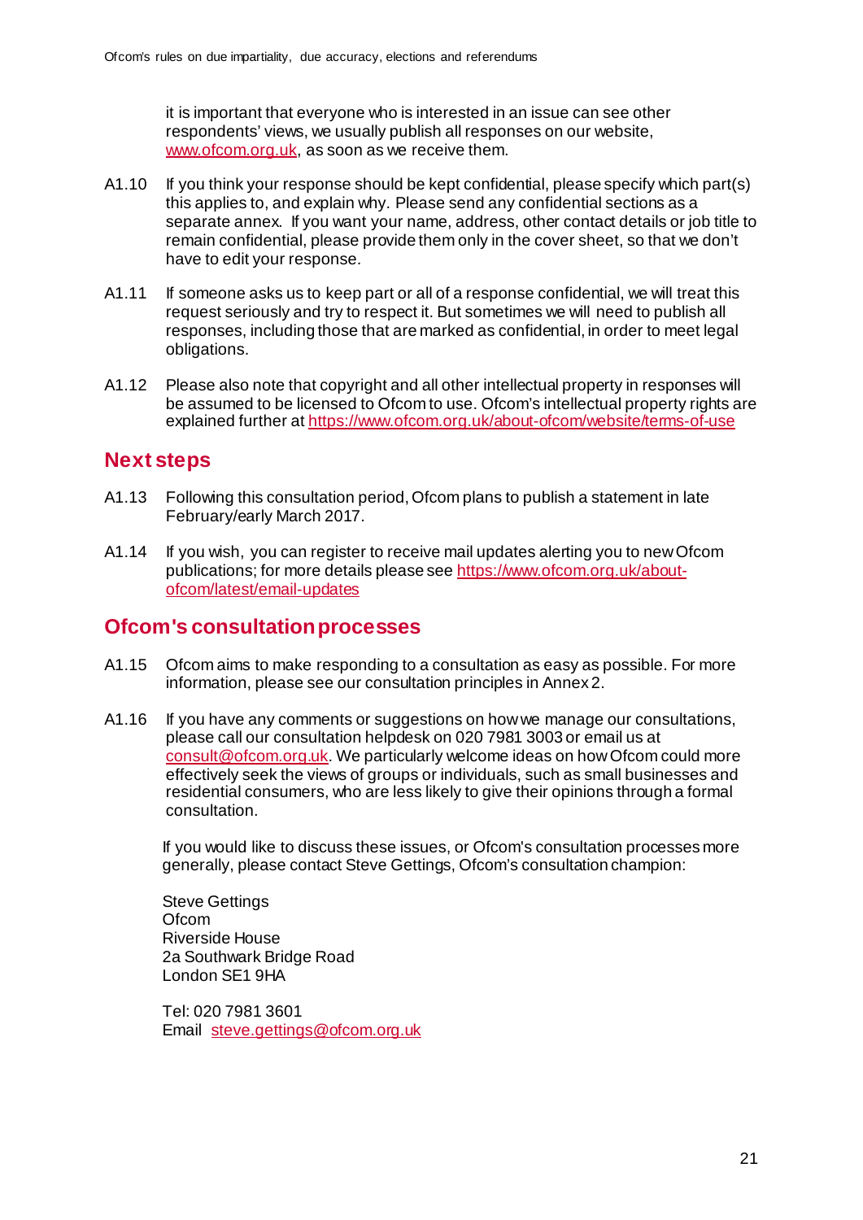it is important that everyone who is interested in an issue can see other respondents' views, we usually publish all responses on our website, www.ofcom.org.uk, as soon as we receive them.

A1.10 If you think your response should be kept confidential, please specify which part(s) this applies to, and explain why. Please send any confidential sections as a separate annex. If you want your name, address, other contact details or job title to remain confidential, please provide them only in the cover sheet, so that we don't have to edit your response.

A1.11 If someone asks us to keep part or all of a response confidential, we will treat this request seriously and try to respect it. But sometimes we will need to publish all responses, including those that are marked as confidential, in order to meet legal obligations.

A1.12 Please also note that copyright and all other intellectual property in responses will be assumed to be licensed to Ofcom to use. Ofcom's intellectual property rights are explained further at https://www.ofcom.org.uk/about-ofcom/website/terms-of-use

## Next steps

A1.13 Following this consultation period, Ofcom plans to publish a statement in late February/early March 2017.

A1.14 If you wish, you can register to receive mail updates alerting you to new Ofcom publications; for more details please see https://www.ofcom.org.uk/about-ofcom/latest/email-updates

## Ofcom's consultation processes

A1.15 Ofcom aims to make responding to a consultation as easy as possible. For more information, please see our consultation principles in Annex 2.

A1.16 If you have any comments or suggestions on how we manage our consultations, please call our consultation helpdesk on 020 7981 3003 or email us at consult@ofcom.org.uk. We particularly welcome ideas on how Ofcom could more effectively seek the views of groups or individuals, such as small businesses and residential consumers, who are less likely to give their opinions through a formal consultation.

If you would like to discuss these issues, or Ofcom's consultation processes more generally, please contact Steve Gettings, Ofcom's consultation champion:

Steve Gettings  
Ofcom  
Riverside House  
2a Southwark Bridge Road  
London SE1 9HA

Tel: 020 7981 3601  
Email steve.gettings@ofcom.org.uk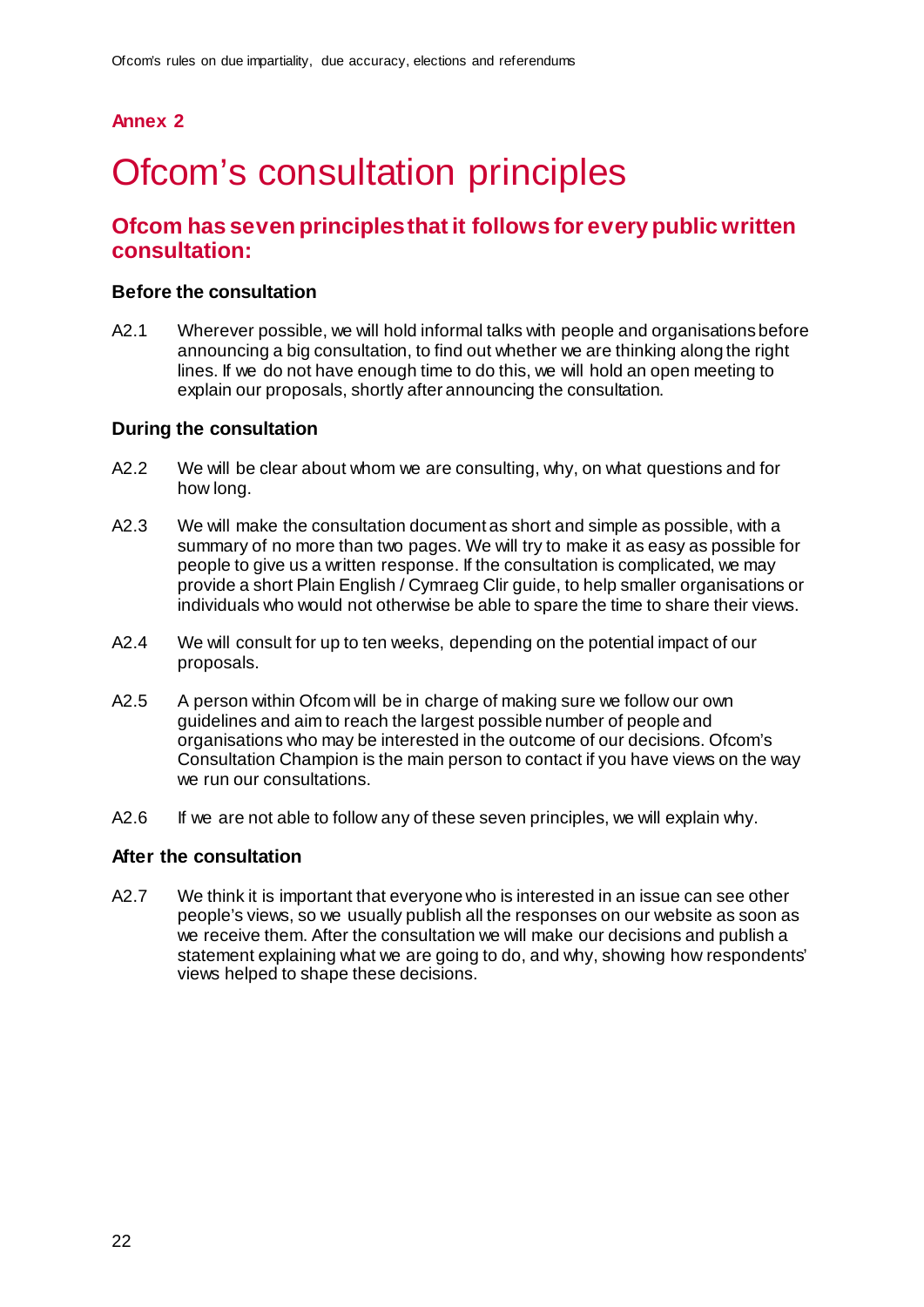## Annex 2

# Ofcom's consultation principles

## Ofcom has seven principles that it follows for every public written consultation:

### Before the consultation

A2.1 Wherever possible, we will hold informal talks with people and organisations before announcing a big consultation, to find out whether we are thinking along the right lines. If we do not have enough time to do this, we will hold an open meeting to explain our proposals, shortly after announcing the consultation.

### During the consultation

A2.2 We will be clear about whom we are consulting, why, on what questions and for how long.

A2.3 We will make the consultation document as short and simple as possible, with a summary of no more than two pages. We will try to make it as easy as possible for people to give us a written response. If the consultation is complicated, we may provide a short Plain English / Cymraeg Clir guide, to help smaller organisations or individuals who would not otherwise be able to spare the time to share their views.

A2.4 We will consult for up to ten weeks, depending on the potential impact of our proposals.

A2.5 A person within Ofcom will be in charge of making sure we follow our own guidelines and aim to reach the largest possible number of people and organisations who may be interested in the outcome of our decisions. Ofcom's Consultation Champion is the main person to contact if you have views on the way we run our consultations.

A2.6 If we are not able to follow any of these seven principles, we will explain why.

### After the consultation

A2.7 We think it is important that everyone who is interested in an issue can see other people's views, so we usually publish all the responses on our website as soon as we receive them. After the consultation we will make our decisions and publish a statement explaining what we are going to do, and why, showing how respondents' views helped to shape these decisions.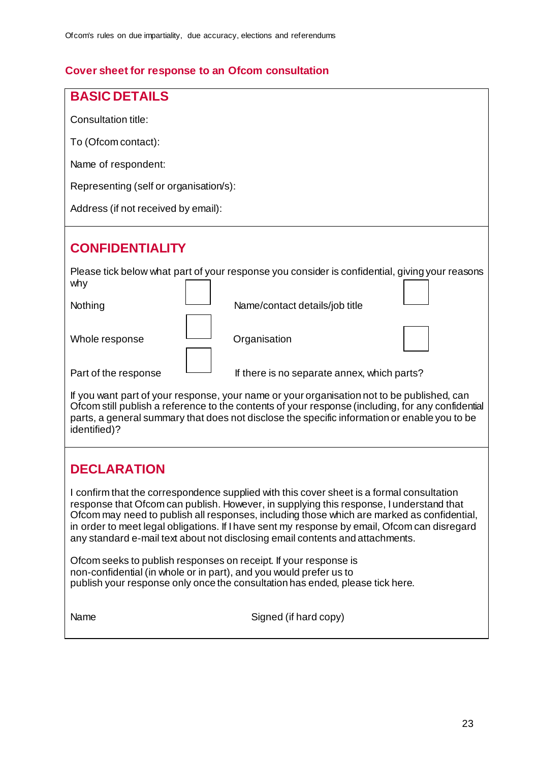## Cover sheet for response to an Ofcom consultation

### BASIC DETAILS

Consultation title:

To (Ofcom contact):

Name of respondent:

Representing (self or organisation/s):

Address (if not received by email):

### CONFIDENTIALITY

Please tick below what part of your response you consider is confidential, giving your reasons why

| | | | |
|---|---|---|---|
| Nothing | ☐ | Name/contact details/job title | ☐ |
| Whole response | ☐ | Organisation | ☐ |
| Part of the response | ☐ | If there is no separate annex, which parts? | |

If you want part of your response, your name or your organisation not to be published, can Ofcom still publish a reference to the contents of your response (including, for any confidential parts, a general summary that does not disclose the specific information or enable you to be identified)?

### DECLARATION

I confirm that the correspondence supplied with this cover sheet is a formal consultation response that Ofcom can publish. However, in supplying this response, I understand that Ofcom may need to publish all responses, including those which are marked as confidential, in order to meet legal obligations. If I have sent my response by email, Ofcom can disregard any standard e-mail text about not disclosing email contents and attachments.

Ofcom seeks to publish responses on receipt. If your response is non-confidential (in whole or in part), and you would prefer us to publish your response only once the consultation has ended, please tick here.

Name　　　　　　　　　　Signed (if hard copy)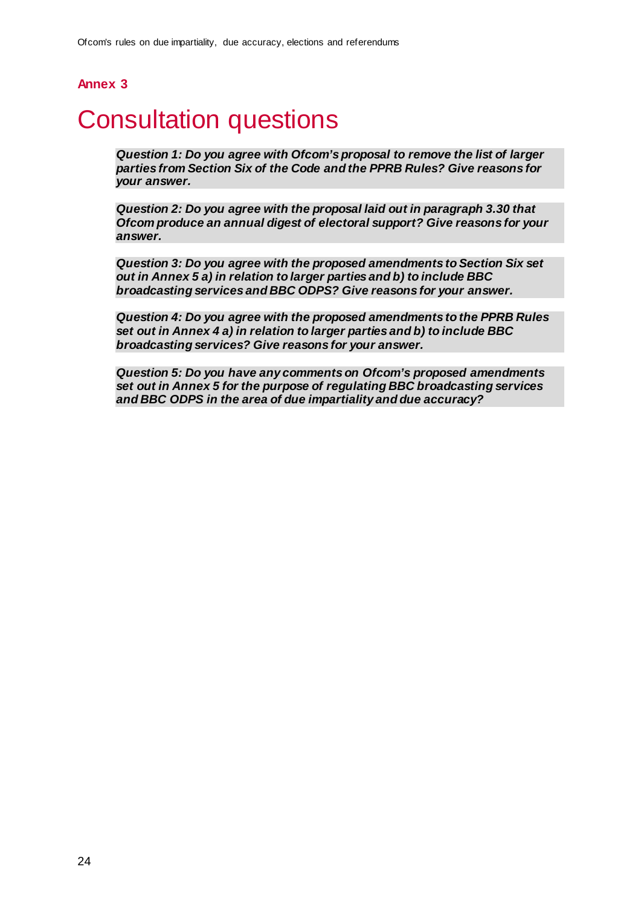## Annex 3

# Consultation questions

***Question 1: Do you agree with Ofcom's proposal to remove the list of larger parties from Section Six of the Code and the PPRB Rules? Give reasons for your answer.***

***Question 2: Do you agree with the proposal laid out in paragraph 3.30 that Ofcom produce an annual digest of electoral support? Give reasons for your answer.***

***Question 3: Do you agree with the proposed amendments to Section Six set out in Annex 5 a) in relation to larger parties and b) to include BBC broadcasting services and BBC ODPS? Give reasons for your answer.***

***Question 4: Do you agree with the proposed amendments to the PPRB Rules set out in Annex 4 a) in relation to larger parties and b) to include BBC broadcasting services? Give reasons for your answer.***

***Question 5: Do you have any comments on Ofcom's proposed amendments set out in Annex 5 for the purpose of regulating BBC broadcasting services and BBC ODPS in the area of due impartiality and due accuracy?***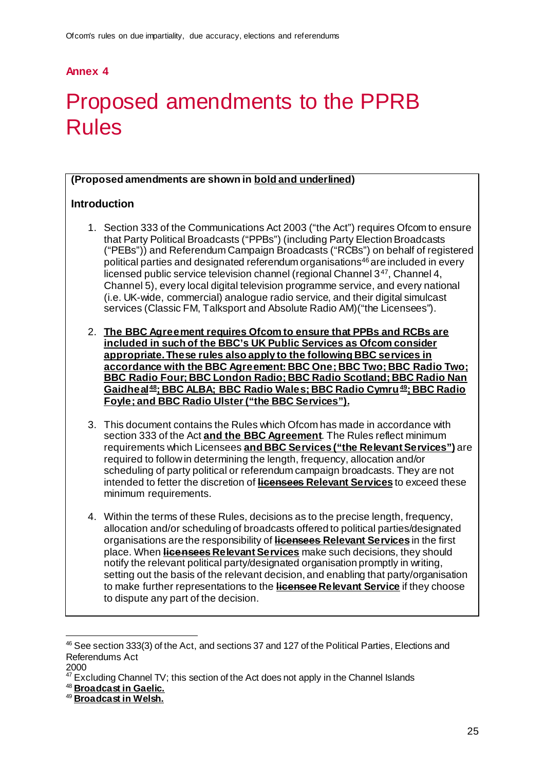## Annex 4

# Proposed amendments to the PPRB Rules

**(Proposed amendments are shown in <u>bold and underlined</u>)**

**Introduction**

1. Section 333 of the Communications Act 2003 ("the Act") requires Ofcom to ensure that Party Political Broadcasts ("PPBs") (including Party Election Broadcasts ("PEBs")) and Referendum Campaign Broadcasts ("RCBs") on behalf of registered political parties and designated referendum organisations[46] are included in every licensed public service television channel (regional Channel 3[47], Channel 4, Channel 5), every local digital television programme service, and every national (i.e. UK-wide, commercial) analogue radio service, and their digital simulcast services (Classic FM, Talksport and Absolute Radio AM)("the Licensees").

2. **<u>The BBC Agreement requires Ofcom to ensure that PPBs and RCBs are included in such of the BBC's UK Public Services as Ofcom consider appropriate. These rules also apply to the following BBC services in accordance with the BBC Agreement: BBC One; BBC Two; BBC Radio Two; BBC Radio Four; BBC London Radio; BBC Radio Scotland; BBC Radio Nan Gaidheal[48]; BBC ALBA; BBC Radio Wales; BBC Radio Cymru[49]; BBC Radio Foyle; and BBC Radio Ulster ("the BBC Services").</u>**

3. This document contains the Rules which Ofcom has made in accordance with section 333 of the Act **<u>and the BBC Agreement</u>**. The Rules reflect minimum requirements which Licensees **<u>and BBC Services ("the Relevant Services")</u>** are required to follow in determining the length, frequency, allocation and/or scheduling of party political or referendum campaign broadcasts. They are not intended to fetter the discretion of ~~licensees~~ **<u>Relevant Services</u>** to exceed these minimum requirements.

4. Within the terms of these Rules, decisions as to the precise length, frequency, allocation and/or scheduling of broadcasts offered to political parties/designated organisations are the responsibility of ~~licensees~~ **<u>Relevant Services</u>** in the first place. When ~~licensees~~ **<u>Relevant Services</u>** make such decisions, they should notify the relevant political party/designated organisation promptly in writing, setting out the basis of the relevant decision, and enabling that party/organisation to make further representations to the ~~licensee~~ **<u>Relevant Service</u>** if they choose to dispute any part of the decision.

---

[46] See section 333(3) of the Act, and sections 37 and 127 of the Political Parties, Elections and Referendums Act 2000

[47] Excluding Channel TV; this section of the Act does not apply in the Channel Islands

[48] **<u>Broadcast in Gaelic.</u>**

[49] **<u>Broadcast in Welsh.</u>**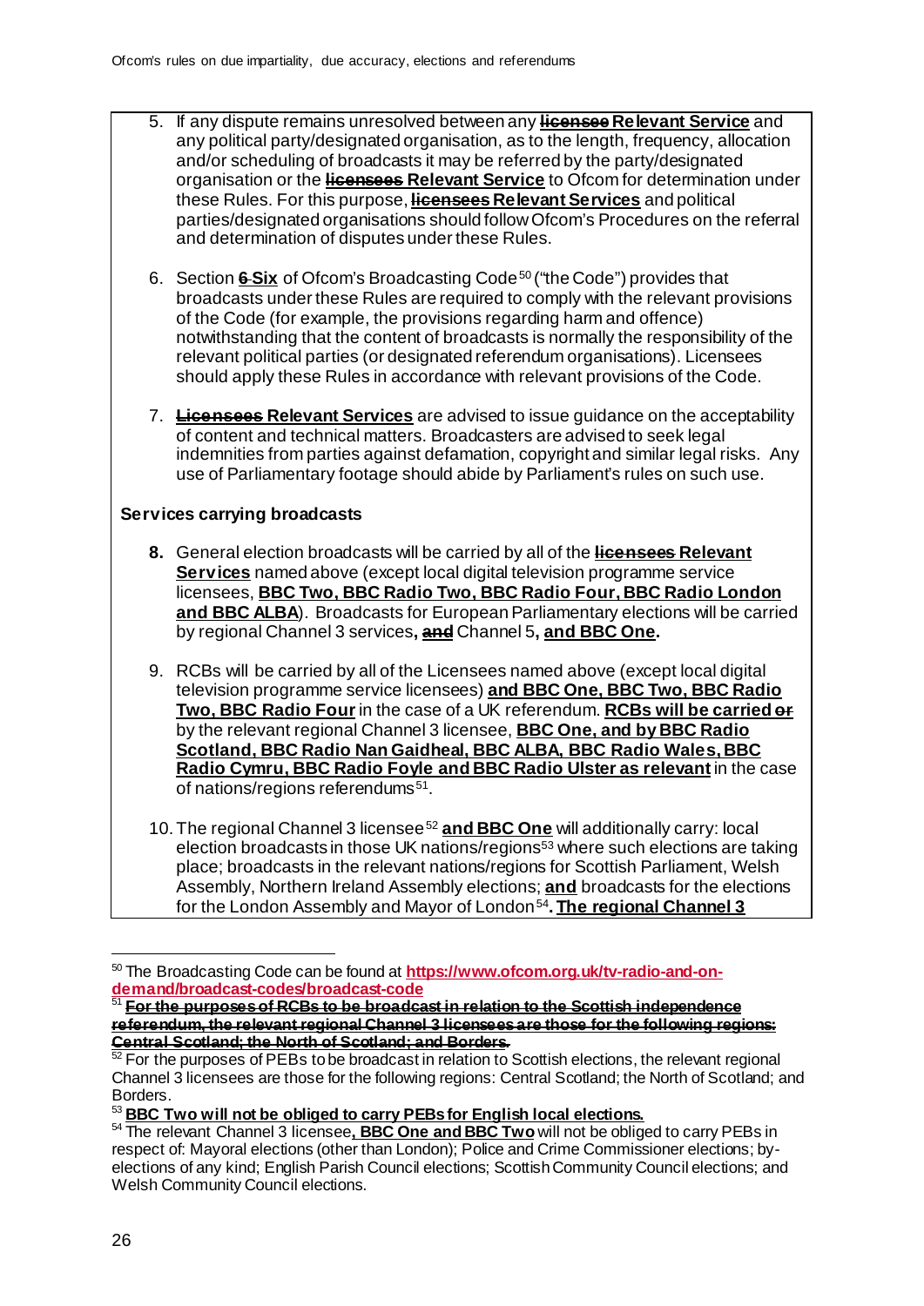5. If any dispute remains unresolved between any ~~licensee~~ **Relevant Service** and any political party/designated organisation, as to the length, frequency, allocation and/or scheduling of broadcasts it may be referred by the party/designated organisation or the ~~licensees~~ **Relevant Service** to Ofcom for determination under these Rules. For this purpose, ~~licensees~~ **Relevant Services** and political parties/designated organisations should follow Ofcom's Procedures on the referral and determination of disputes under these Rules.

6. Section ~~6~~ **Six** of Ofcom's Broadcasting Code[50] ("the Code") provides that broadcasts under these Rules are required to comply with the relevant provisions of the Code (for example, the provisions regarding harm and offence) notwithstanding that the content of broadcasts is normally the responsibility of the relevant political parties (or designated referendum organisations). Licensees should apply these Rules in accordance with relevant provisions of the Code.

7. ~~Licensees~~ **Relevant Services** are advised to issue guidance on the acceptability of content and technical matters. Broadcasters are advised to seek legal indemnities from parties against defamation, copyright and similar legal risks. Any use of Parliamentary footage should abide by Parliament's rules on such use.

**Services carrying broadcasts**

8. General election broadcasts will be carried by all of the ~~licensees~~ **Relevant Services** named above (except local digital television programme service licensees, **BBC Two, BBC Radio Two, BBC Radio Four, BBC Radio London and BBC ALBA**). Broadcasts for European Parliamentary elections will be carried by regional Channel 3 services**,** ~~and~~ Channel 5**, and BBC One.**

9. RCBs will be carried by all of the Licensees named above (except local digital television programme service licensees) **and BBC One, BBC Two, BBC Radio Two, BBC Radio Four** in the case of a UK referendum. **RCBs will be carried** ~~or~~ by the relevant regional Channel 3 licensee, **BBC One, and by BBC Radio Scotland, BBC Radio Nan Gaidheal, BBC ALBA, BBC Radio Wales, BBC Radio Cymru, BBC Radio Foyle and BBC Radio Ulster as relevant** in the case of nations/regions referendums[51].

10. The regional Channel 3 licensee[52] **and BBC One** will additionally carry: local election broadcasts in those UK nations/regions[53] where such elections are taking place; broadcasts in the relevant nations/regions for Scottish Parliament, Welsh Assembly, Northern Ireland Assembly elections; **and** broadcasts for the elections for the London Assembly and Mayor of London[54]**. The regional Channel 3**

---

[50] The Broadcasting Code can be found at **https://www.ofcom.org.uk/tv-radio-and-on-demand/broadcast-codes/broadcast-code**

[51] ~~**For the purposes of RCBs to be broadcast in relation to the Scottish independence referendum, the relevant regional Channel 3 licensees are those for the following regions: Central Scotland; the North of Scotland; and Borders.**~~

[52] For the purposes of PEBs to be broadcast in relation to Scottish elections, the relevant regional Channel 3 licensees are those for the following regions: Central Scotland; the North of Scotland; and Borders.

[53] **BBC Two will not be obliged to carry PEBs for English local elections.**

[54] The relevant Channel 3 licensee**, BBC One and BBC Two** will not be obliged to carry PEBs in respect of: Mayoral elections (other than London); Police and Crime Commissioner elections; by-elections of any kind; English Parish Council elections; Scottish Community Council elections; and Welsh Community Council elections.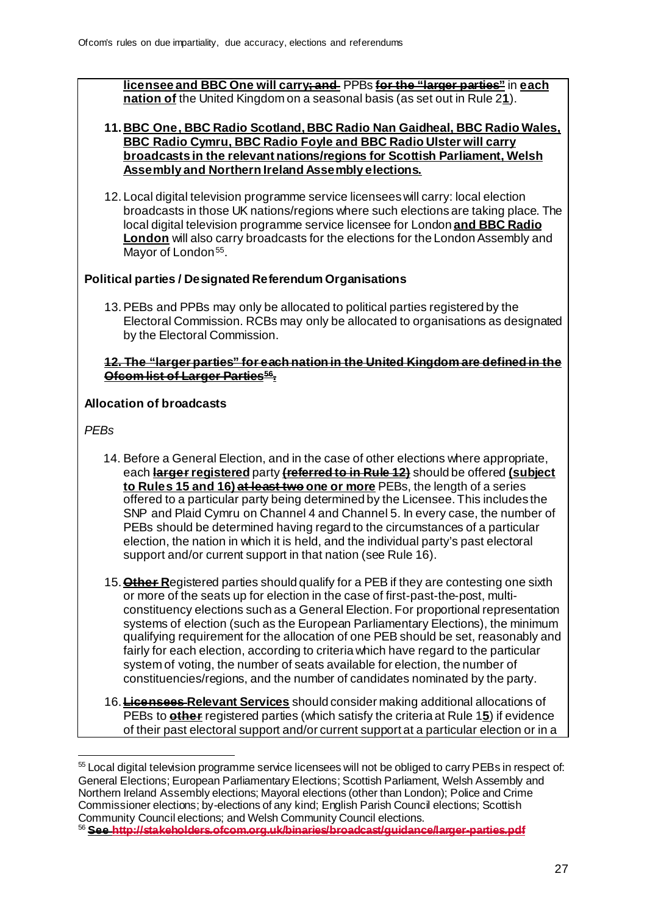**licensee and BBC One will carry**~~; and~~ PPBs ~~for the "larger parties"~~ in **each nation of** the United Kingdom on a seasonal basis (as set out in Rule 2**1**).

11. **BBC One, BBC Radio Scotland, BBC Radio Nan Gaidheal, BBC Radio Wales, BBC Radio Cymru, BBC Radio Foyle and BBC Radio Ulster will carry broadcasts in the relevant nations/regions for Scottish Parliament, Welsh Assembly and Northern Ireland Assembly elections.**

12. Local digital television programme service licensees will carry: local election broadcasts in those UK nations/regions where such elections are taking place. The local digital television programme service licensee for London **and BBC Radio London** will also carry broadcasts for the elections for the London Assembly and Mayor of London[55].

**Political parties / Designated Referendum Organisations**

13. PEBs and PPBs may only be allocated to political parties registered by the Electoral Commission. RCBs may only be allocated to organisations as designated by the Electoral Commission.

~~**12. The "larger parties" for each nation in the United Kingdom are defined in the Ofcom list of Larger Parties[56].**~~

**Allocation of broadcasts**

*PEBs*

14. Before a General Election, and in the case of other elections where appropriate, each ~~**larger**~~ **registered** party ~~**(referred to in Rule 12)**~~ should be offered **(subject to Rules 15 and 16)** ~~**at least two**~~ **one or more** PEBs, the length of a series offered to a particular party being determined by the Licensee. This includes the SNP and Plaid Cymru on Channel 4 and Channel 5. In every case, the number of PEBs should be determined having regard to the circumstances of a particular election, the nation in which it is held, and the individual party's past electoral support and/or current support in that nation (see Rule 16).

15. ~~**Other**~~ **R**egistered parties should qualify for a PEB if they are contesting one sixth or more of the seats up for election in the case of first-past-the-post, multi-constituency elections such as a General Election. For proportional representation systems of election (such as the European Parliamentary Elections), the minimum qualifying requirement for the allocation of one PEB should be set, reasonably and fairly for each election, according to criteria which have regard to the particular system of voting, the number of seats available for election, the number of constituencies/regions, and the number of candidates nominated by the party.

16. ~~**Licensees**~~ **Relevant Services** should consider making additional allocations of PEBs to ~~**other**~~ registered parties (which satisfy the criteria at Rule 1**5**) if evidence of their past electoral support and/or current support at a particular election or in a

---

[55] Local digital television programme service licensees will not be obliged to carry PEBs in respect of: General Elections; European Parliamentary Elections; Scottish Parliament, Welsh Assembly and Northern Ireland Assembly elections; Mayoral elections (other than London); Police and Crime Commissioner elections; by-elections of any kind; English Parish Council elections; Scottish Community Council elections; and Welsh Community Council elections.

[56] ~~**See http://stakeholders.ofcom.org.uk/binaries/broadcast/guidance/larger-parties.pdf**~~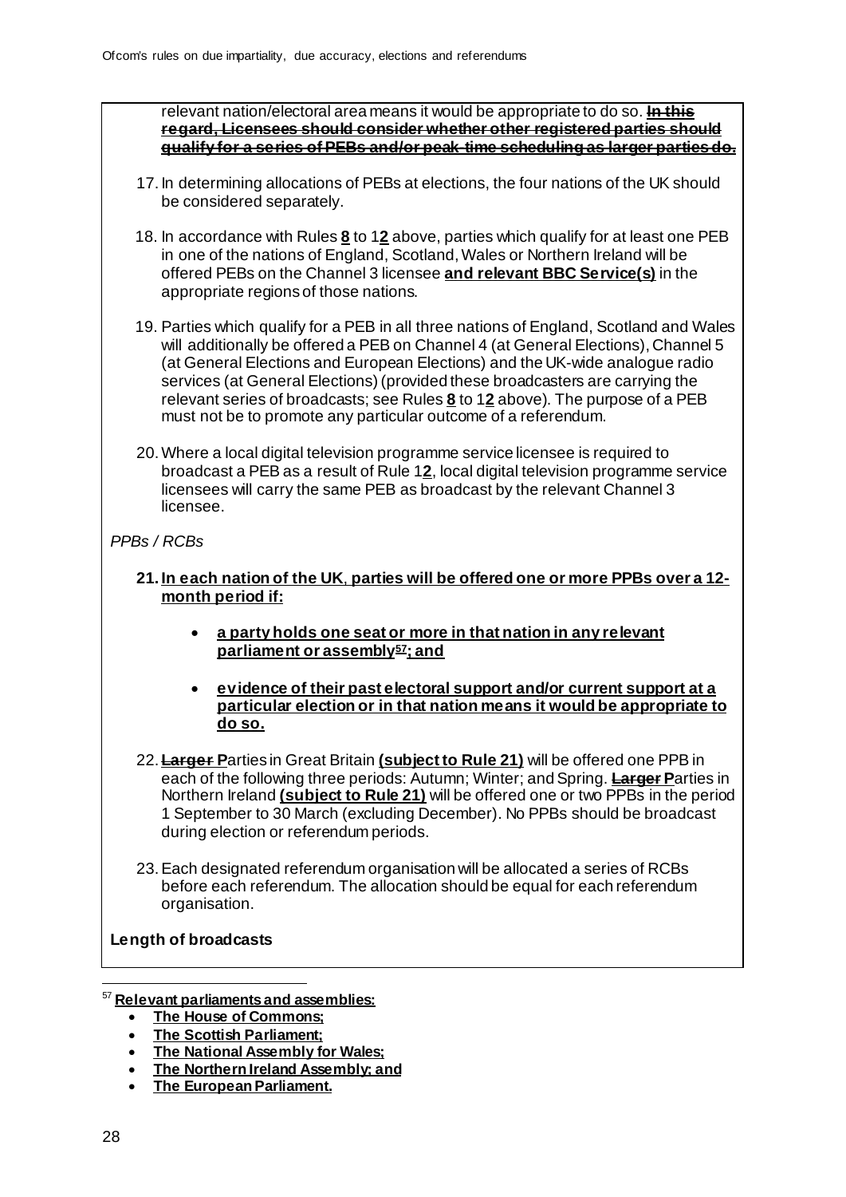relevant nation/electoral area means it would be appropriate to do so. ~~**In this regard, Licensees should consider whether other registered parties should qualify for a series of PEBs and/or peak-time scheduling as larger parties do.**~~

17. In determining allocations of PEBs at elections, the four nations of the UK should be considered separately.

18. In accordance with Rules **8** to 1**2** above, parties which qualify for at least one PEB in one of the nations of England, Scotland, Wales or Northern Ireland will be offered PEBs on the Channel 3 licensee **and relevant BBC Service(s)** in the appropriate regions of those nations.

19. Parties which qualify for a PEB in all three nations of England, Scotland and Wales will additionally be offered a PEB on Channel 4 (at General Elections), Channel 5 (at General Elections and European Elections) and the UK-wide analogue radio services (at General Elections) (provided these broadcasters are carrying the relevant series of broadcasts; see Rules **8** to 1**2** above). The purpose of a PEB must not be to promote any particular outcome of a referendum.

20. Where a local digital television programme service licensee is required to broadcast a PEB as a result of Rule 1**2**, local digital television programme service licensees will carry the same PEB as broadcast by the relevant Channel 3 licensee.

*PPBs / RCBs*

21. **In each nation of the UK, parties will be offered one or more PPBs over a 12-month period if:**

    - **a party holds one seat or more in that nation in any relevant parliament or assembly[57]; and**
    - **evidence of their past electoral support and/or current support at a particular election or in that nation means it would be appropriate to do so.**

22. ~~**Larger**~~ **P**arties in Great Britain **(subject to Rule 21)** will be offered one PPB in each of the following three periods: Autumn; Winter; and Spring. ~~**Larger**~~ **P**arties in Northern Ireland **(subject to Rule 21)** will be offered one or two PPBs in the period 1 September to 30 March (excluding December). No PPBs should be broadcast during election or referendum periods.

23. Each designated referendum organisation will be allocated a series of RCBs before each referendum. The allocation should be equal for each referendum organisation.

**Length of broadcasts**

---

[57] **Relevant parliaments and assemblies:**

- **The House of Commons;**
- **The Scottish Parliament;**
- **The National Assembly for Wales;**
- **The Northern Ireland Assembly; and**
- **The European Parliament.**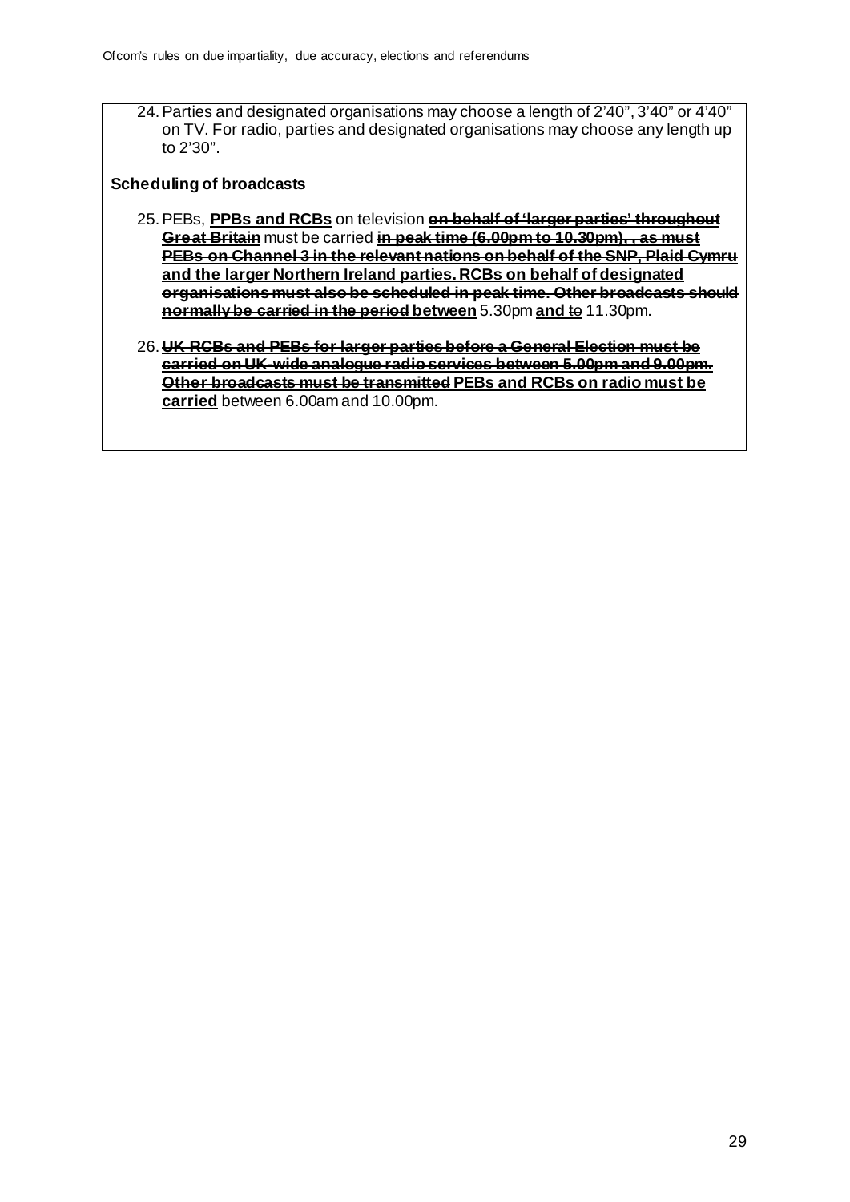24. Parties and designated organisations may choose a length of 2'40", 3'40" or 4'40" on TV. For radio, parties and designated organisations may choose any length up to 2'30".

**Scheduling of broadcasts**

25. PEBs, **PPBs and RCBs** on television ~~**on behalf of 'larger parties' throughout Great Britain**~~ must be carried ~~**in peak time (6.00pm to 10.30pm), , as must PEBs on Channel 3 in the relevant nations on behalf of the SNP, Plaid Cymru and the larger Northern Ireland parties. RCBs on behalf of designated organisations must also be scheduled in peak time. Other broadcasts should normally be carried in the period**~~ **between** 5.30pm **and** ~~to~~ 11.30pm.

26. ~~**UK RCBs and PEBs for larger parties before a General Election must be carried on UK-wide analogue radio services between 5.00pm and 9.00pm. Other broadcasts must be transmitted**~~ **PEBs and RCBs on radio must be carried** between 6.00am and 10.00pm.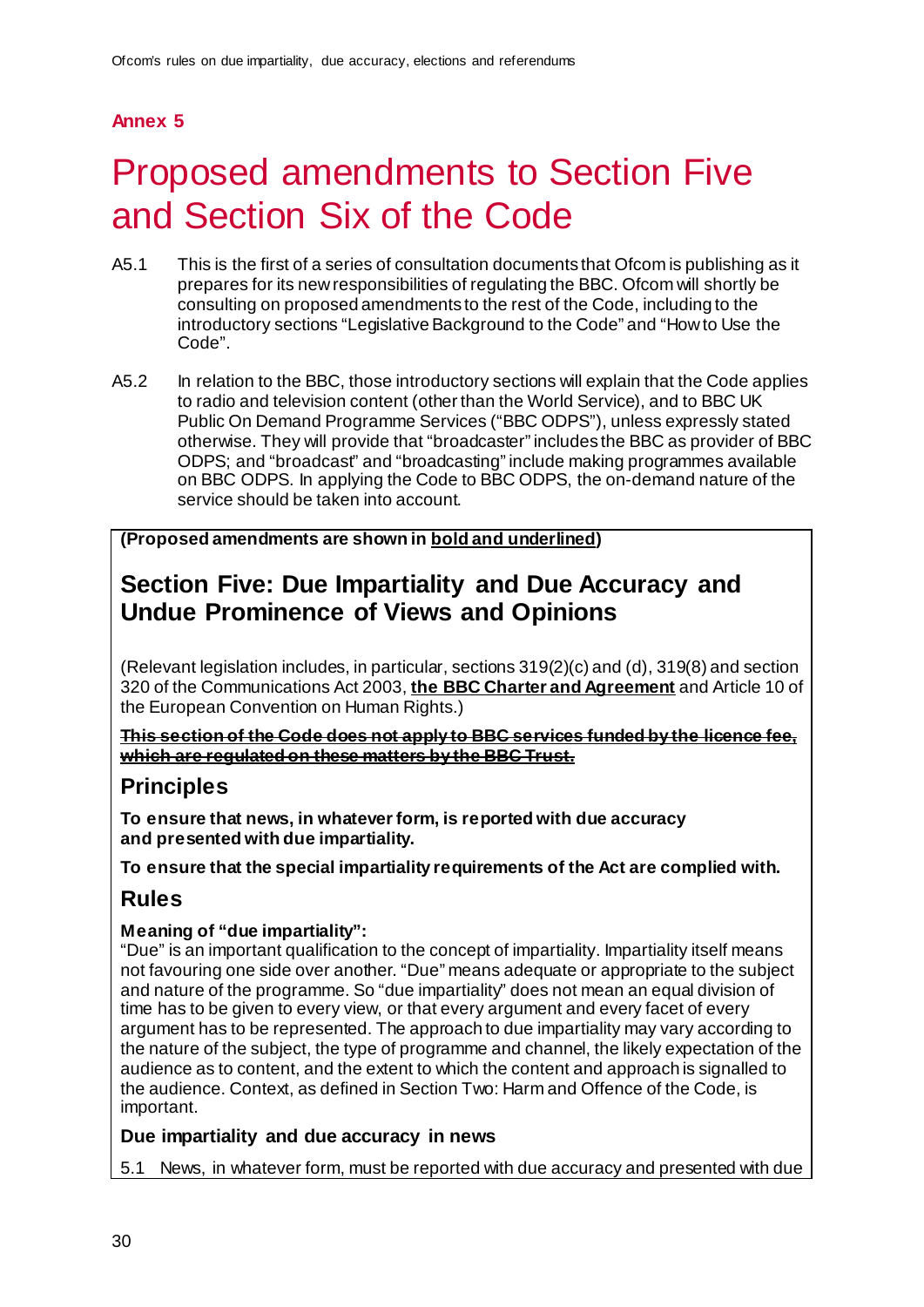## Annex 5

# Proposed amendments to Section Five and Section Six of the Code

A5.1 This is the first of a series of consultation documents that Ofcom is publishing as it prepares for its new responsibilities of regulating the BBC. Ofcom will shortly be consulting on proposed amendments to the rest of the Code, including to the introductory sections "Legislative Background to the Code" and "How to Use the Code".

A5.2 In relation to the BBC, those introductory sections will explain that the Code applies to radio and television content (other than the World Service), and to BBC UK Public On Demand Programme Services ("BBC ODPS"), unless expressly stated otherwise. They will provide that "broadcaster" includes the BBC as provider of BBC ODPS; and "broadcast" and "broadcasting" include making programmes available on BBC ODPS. In applying the Code to BBC ODPS, the on-demand nature of the service should be taken into account.

**(Proposed amendments are shown in <u>bold and underlined</u>)**

## Section Five: Due Impartiality and Due Accuracy and Undue Prominence of Views and Opinions

(Relevant legislation includes, in particular, sections 319(2)(c) and (d), 319(8) and section 320 of the Communications Act 2003, **<u>the BBC Charter and Agreement</u>** and Article 10 of the European Convention on Human Rights.)

~~**This section of the Code does not apply to BBC services funded by the licence fee, which are regulated on these matters by the BBC Trust.**~~

### Principles

**To ensure that news, in whatever form, is reported with due accuracy and presented with due impartiality.**

**To ensure that the special impartiality requirements of the Act are complied with.**

### Rules

**Meaning of "due impartiality":**

"Due" is an important qualification to the concept of impartiality. Impartiality itself means not favouring one side over another. "Due" means adequate or appropriate to the subject and nature of the programme. So "due impartiality" does not mean an equal division of time has to be given to every view, or that every argument and every facet of every argument has to be represented. The approach to due impartiality may vary according to the nature of the subject, the type of programme and channel, the likely expectation of the audience as to content, and the extent to which the content and approach is signalled to the audience. Context, as defined in Section Two: Harm and Offence of the Code, is important.

**Due impartiality and due accuracy in news**

5.1 News, in whatever form, must be reported with due accuracy and presented with due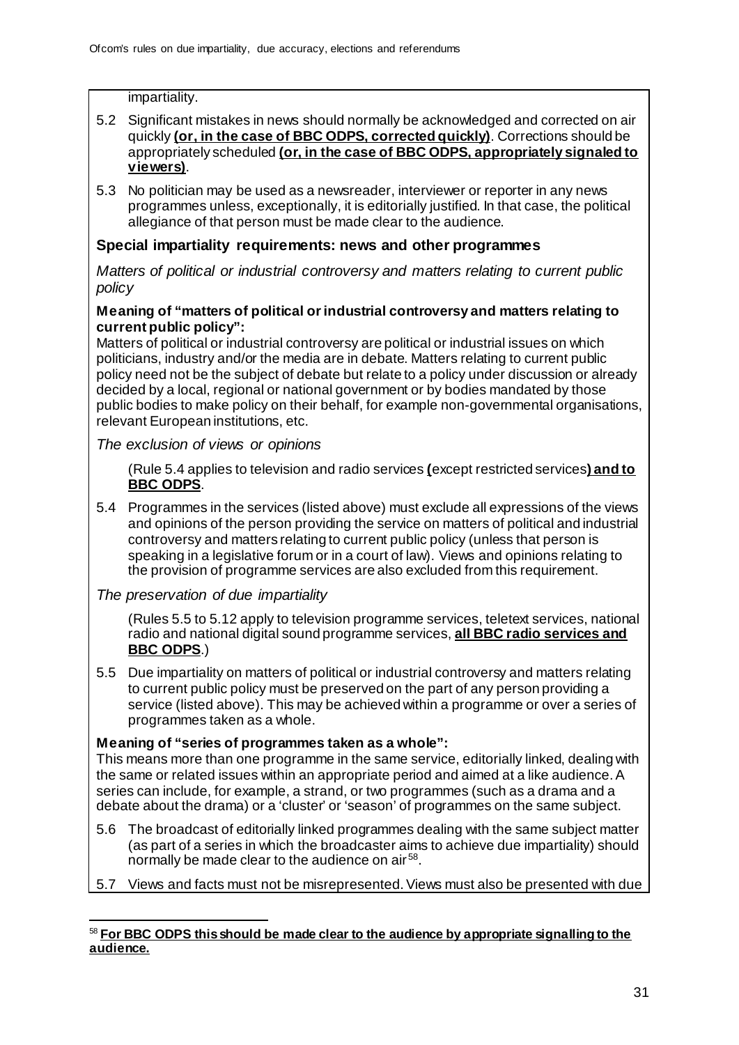impartiality.

5.2 Significant mistakes in news should normally be acknowledged and corrected on air quickly **(or, in the case of BBC ODPS, corrected quickly)**. Corrections should be appropriately scheduled **(or, in the case of BBC ODPS, appropriately signaled to viewers)**.

5.3 No politician may be used as a newsreader, interviewer or reporter in any news programmes unless, exceptionally, it is editorially justified. In that case, the political allegiance of that person must be made clear to the audience.

### Special impartiality requirements: news and other programmes

*Matters of political or industrial controversy and matters relating to current public policy*

**Meaning of "matters of political or industrial controversy and matters relating to current public policy":**
Matters of political or industrial controversy are political or industrial issues on which politicians, industry and/or the media are in debate. Matters relating to current public policy need not be the subject of debate but relate to a policy under discussion or already decided by a local, regional or national government or by bodies mandated by those public bodies to make policy on their behalf, for example non-governmental organisations, relevant European institutions, etc.

*The exclusion of views or opinions*

(Rule 5.4 applies to television and radio services **(**except restricted services**) and to BBC ODPS**.

5.4 Programmes in the services (listed above) must exclude all expressions of the views and opinions of the person providing the service on matters of political and industrial controversy and matters relating to current public policy (unless that person is speaking in a legislative forum or in a court of law). Views and opinions relating to the provision of programme services are also excluded from this requirement.

*The preservation of due impartiality*

(Rules 5.5 to 5.12 apply to television programme services, teletext services, national radio and national digital sound programme services, **all BBC radio services and BBC ODPS**.)

5.5 Due impartiality on matters of political or industrial controversy and matters relating to current public policy must be preserved on the part of any person providing a service (listed above). This may be achieved within a programme or over a series of programmes taken as a whole.

**Meaning of "series of programmes taken as a whole":**
This means more than one programme in the same service, editorially linked, dealing with the same or related issues within an appropriate period and aimed at a like audience. A series can include, for example, a strand, or two programmes (such as a drama and a debate about the drama) or a 'cluster' or 'season' of programmes on the same subject.

5.6 The broadcast of editorially linked programmes dealing with the same subject matter (as part of a series in which the broadcaster aims to achieve due impartiality) should normally be made clear to the audience on air[58].

5.7 Views and facts must not be misrepresented. Views must also be presented with due

[58] **For BBC ODPS this should be made clear to the audience by appropriate signalling to the audience.**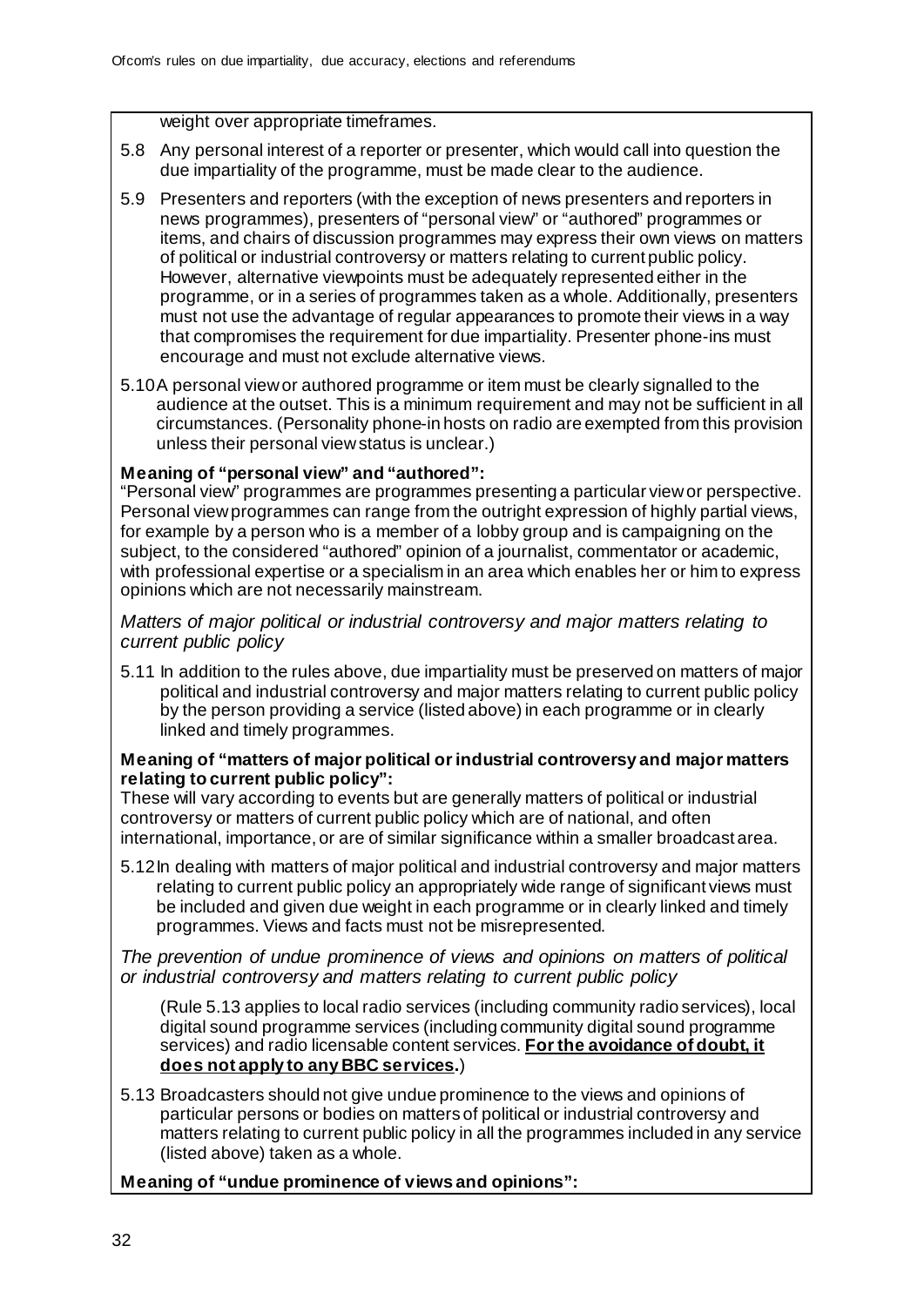weight over appropriate timeframes.

5.8 Any personal interest of a reporter or presenter, which would call into question the due impartiality of the programme, must be made clear to the audience.

5.9 Presenters and reporters (with the exception of news presenters and reporters in news programmes), presenters of "personal view" or "authored" programmes or items, and chairs of discussion programmes may express their own views on matters of political or industrial controversy or matters relating to current public policy. However, alternative viewpoints must be adequately represented either in the programme, or in a series of programmes taken as a whole. Additionally, presenters must not use the advantage of regular appearances to promote their views in a way that compromises the requirement for due impartiality. Presenter phone-ins must encourage and must not exclude alternative views.

5.10 A personal view or authored programme or item must be clearly signalled to the audience at the outset. This is a minimum requirement and may not be sufficient in all circumstances. (Personality phone-in hosts on radio are exempted from this provision unless their personal view status is unclear.)

**Meaning of "personal view" and "authored":**

"Personal view" programmes are programmes presenting a particular view or perspective. Personal view programmes can range from the outright expression of highly partial views, for example by a person who is a member of a lobby group and is campaigning on the subject, to the considered "authored" opinion of a journalist, commentator or academic, with professional expertise or a specialism in an area which enables her or him to express opinions which are not necessarily mainstream.

*Matters of major political or industrial controversy and major matters relating to current public policy*

5.11 In addition to the rules above, due impartiality must be preserved on matters of major political and industrial controversy and major matters relating to current public policy by the person providing a service (listed above) in each programme or in clearly linked and timely programmes.

**Meaning of "matters of major political or industrial controversy and major matters relating to current public policy":**

These will vary according to events but are generally matters of political or industrial controversy or matters of current public policy which are of national, and often international, importance, or are of similar significance within a smaller broadcast area.

5.12 In dealing with matters of major political and industrial controversy and major matters relating to current public policy an appropriately wide range of significant views must be included and given due weight in each programme or in clearly linked and timely programmes. Views and facts must not be misrepresented.

*The prevention of undue prominence of views and opinions on matters of political or industrial controversy and matters relating to current public policy*

(Rule 5.13 applies to local radio services (including community radio services), local digital sound programme services (including community digital sound programme services) and radio licensable content services. **For the avoidance of doubt, it does not apply to any BBC services.**)

5.13 Broadcasters should not give undue prominence to the views and opinions of particular persons or bodies on matters of political or industrial controversy and matters relating to current public policy in all the programmes included in any service (listed above) taken as a whole.

**Meaning of "undue prominence of views and opinions":**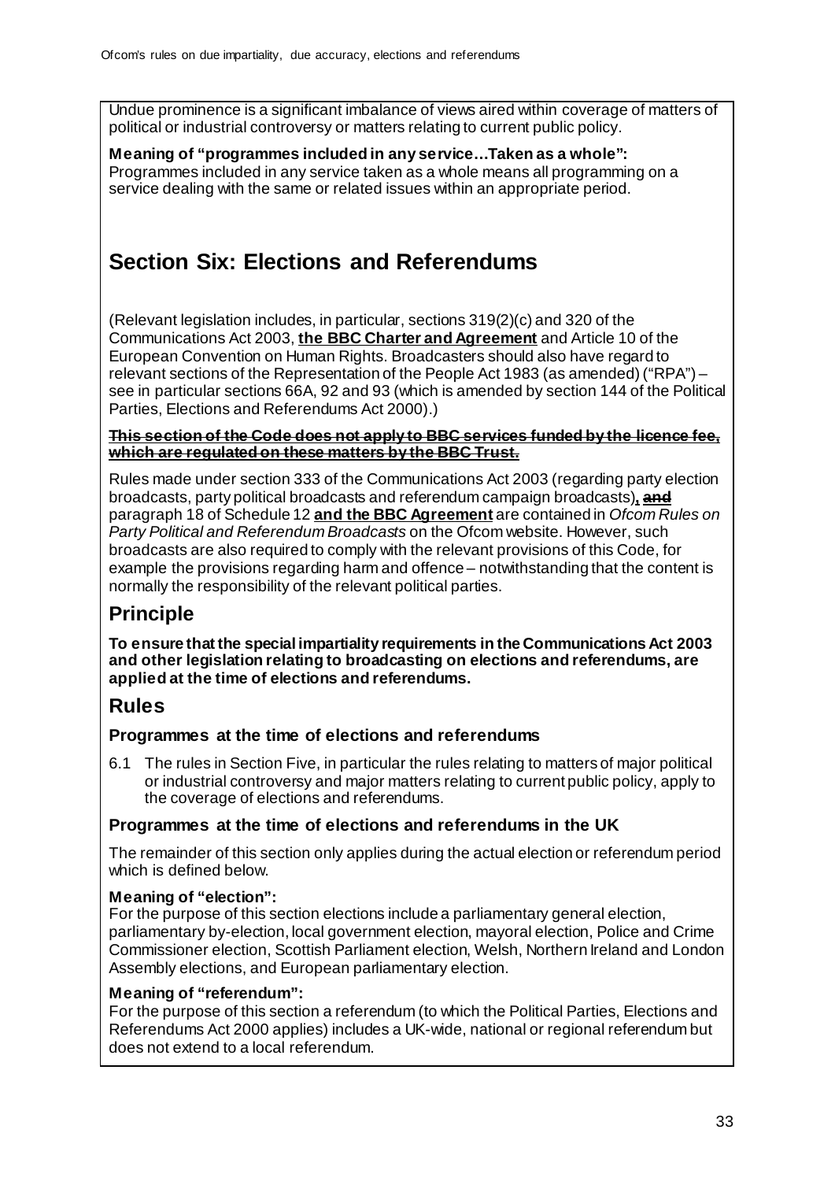Undue prominence is a significant imbalance of views aired within coverage of matters of political or industrial controversy or matters relating to current public policy.

**Meaning of "programmes included in any service…Taken as a whole":**
Programmes included in any service taken as a whole means all programming on a service dealing with the same or related issues within an appropriate period.

# Section Six: Elections and Referendums

(Relevant legislation includes, in particular, sections 319(2)(c) and 320 of the Communications Act 2003, **the BBC Charter and Agreement** and Article 10 of the European Convention on Human Rights. Broadcasters should also have regard to relevant sections of the Representation of the People Act 1983 (as amended) ("RPA") – see in particular sections 66A, 92 and 93 (which is amended by section 144 of the Political Parties, Elections and Referendums Act 2000).)

~~**This section of the Code does not apply to BBC services funded by the licence fee, which are regulated on these matters by the BBC Trust.**~~

Rules made under section 333 of the Communications Act 2003 (regarding party election broadcasts, party political broadcasts and referendum campaign broadcasts)**,** ~~**and**~~ paragraph 18 of Schedule 12 **and the BBC Agreement** are contained in *Ofcom Rules on Party Political and Referendum Broadcasts* on the Ofcom website. However, such broadcasts are also required to comply with the relevant provisions of this Code, for example the provisions regarding harm and offence – notwithstanding that the content is normally the responsibility of the relevant political parties.

## Principle

**To ensure that the special impartiality requirements in the Communications Act 2003 and other legislation relating to broadcasting on elections and referendums, are applied at the time of elections and referendums.**

## Rules

### Programmes at the time of elections and referendums

6.1 The rules in Section Five, in particular the rules relating to matters of major political or industrial controversy and major matters relating to current public policy, apply to the coverage of elections and referendums.

### Programmes at the time of elections and referendums in the UK

The remainder of this section only applies during the actual election or referendum period which is defined below.

**Meaning of "election":**
For the purpose of this section elections include a parliamentary general election, parliamentary by-election, local government election, mayoral election, Police and Crime Commissioner election, Scottish Parliament election, Welsh, Northern Ireland and London Assembly elections, and European parliamentary election.

**Meaning of "referendum":**
For the purpose of this section a referendum (to which the Political Parties, Elections and Referendums Act 2000 applies) includes a UK-wide, national or regional referendum but does not extend to a local referendum.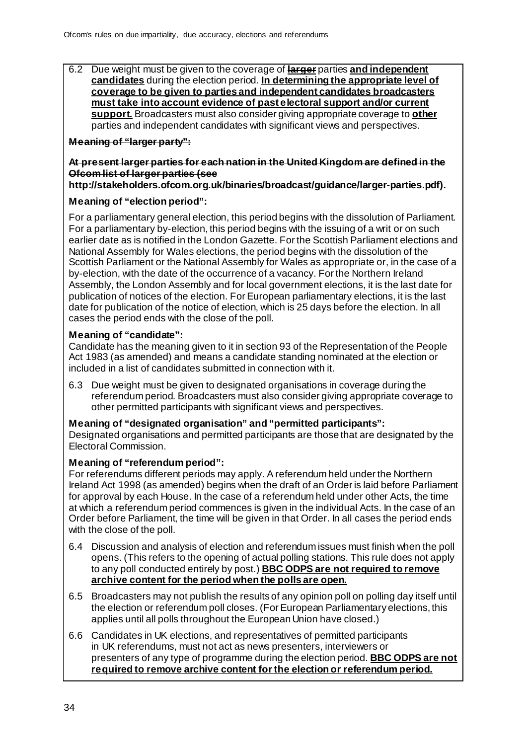6.2 Due weight must be given to the coverage of ~~**larger**~~ parties **and independent candidates** during the election period. **In determining the appropriate level of coverage to be given to parties and independent candidates broadcasters must take into account evidence of past electoral support and/or current support.** Broadcasters must also consider giving appropriate coverage to ~~**other**~~ parties and independent candidates with significant views and perspectives.

~~**Meaning of "larger party":**~~

~~**At present larger parties for each nation in the United Kingdom are defined in the Ofcom list of larger parties (see http://stakeholders.ofcom.org.uk/binaries/broadcast/guidance/larger-parties.pdf).**~~

**Meaning of "election period":**

For a parliamentary general election, this period begins with the dissolution of Parliament. For a parliamentary by-election, this period begins with the issuing of a writ or on such earlier date as is notified in the London Gazette. For the Scottish Parliament elections and National Assembly for Wales elections, the period begins with the dissolution of the Scottish Parliament or the National Assembly for Wales as appropriate or, in the case of a by-election, with the date of the occurrence of a vacancy. For the Northern Ireland Assembly, the London Assembly and for local government elections, it is the last date for publication of notices of the election. For European parliamentary elections, it is the last date for publication of the notice of election, which is 25 days before the election. In all cases the period ends with the close of the poll.

**Meaning of "candidate":**

Candidate has the meaning given to it in section 93 of the Representation of the People Act 1983 (as amended) and means a candidate standing nominated at the election or included in a list of candidates submitted in connection with it.

6.3 Due weight must be given to designated organisations in coverage during the referendum period. Broadcasters must also consider giving appropriate coverage to other permitted participants with significant views and perspectives.

**Meaning of "designated organisation" and "permitted participants":**

Designated organisations and permitted participants are those that are designated by the Electoral Commission.

**Meaning of "referendum period":**

For referendums different periods may apply. A referendum held under the Northern Ireland Act 1998 (as amended) begins when the draft of an Order is laid before Parliament for approval by each House. In the case of a referendum held under other Acts, the time at which a referendum period commences is given in the individual Acts. In the case of an Order before Parliament, the time will be given in that Order. In all cases the period ends with the close of the poll.

6.4 Discussion and analysis of election and referendum issues must finish when the poll opens. (This refers to the opening of actual polling stations. This rule does not apply to any poll conducted entirely by post.) **BBC ODPS are not required to remove archive content for the period when the polls are open.**

6.5 Broadcasters may not publish the results of any opinion poll on polling day itself until the election or referendum poll closes. (For European Parliamentary elections, this applies until all polls throughout the European Union have closed.)

6.6 Candidates in UK elections, and representatives of permitted participants in UK referendums, must not act as news presenters, interviewers or presenters of any type of programme during the election period. **BBC ODPS are not required to remove archive content for the election or referendum period.**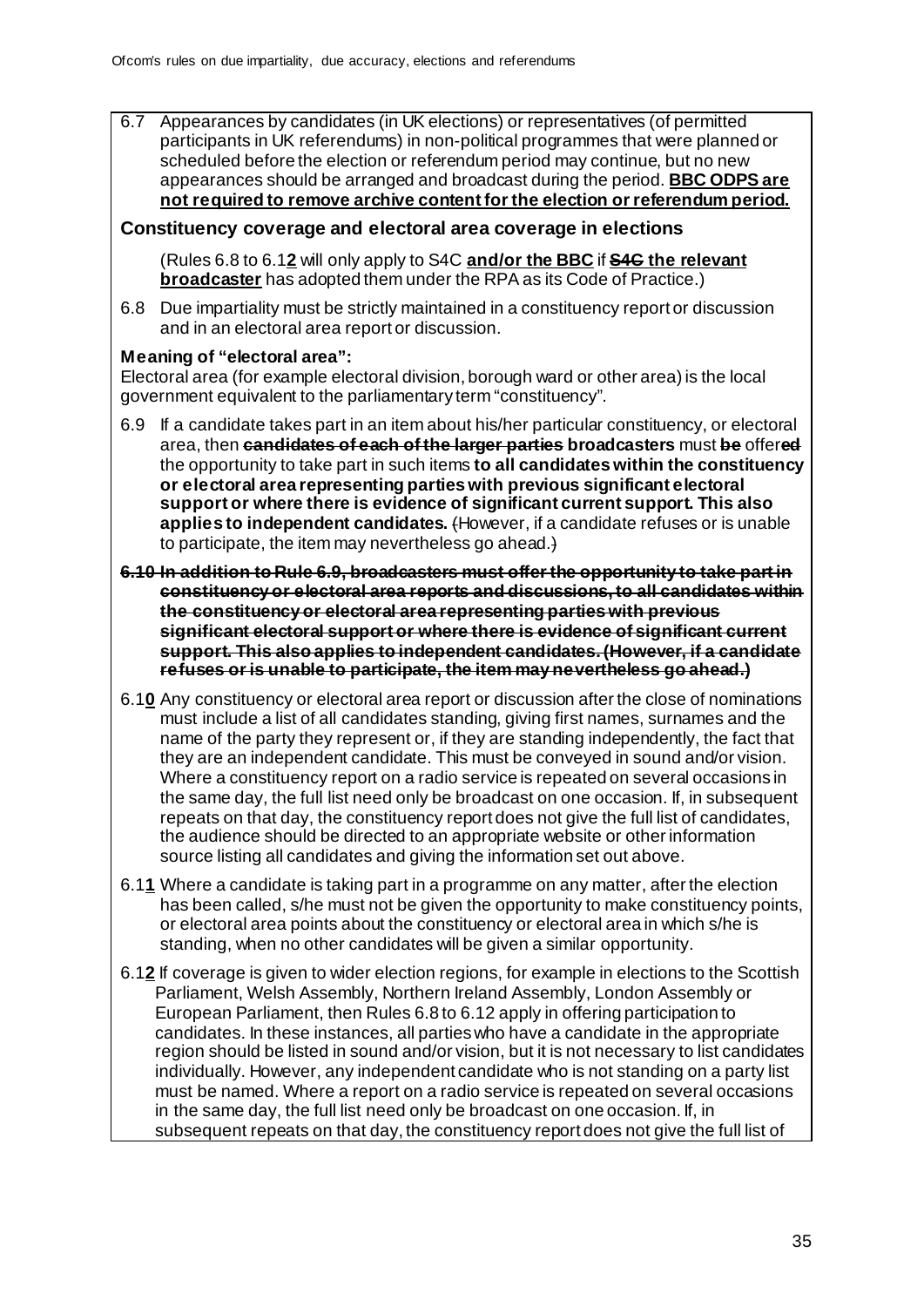6.7 Appearances by candidates (in UK elections) or representatives (of permitted participants in UK referendums) in non-political programmes that were planned or scheduled before the election or referendum period may continue, but no new appearances should be arranged and broadcast during the period. **<u>BBC ODPS are not required to remove archive content for the election or referendum period.</u>**

### Constituency coverage and electoral area coverage in elections

(Rules 6.8 to 6.1**<u>2</u>** will only apply to S4C **<u>and/or the BBC</u>** if ~~S4C~~ **<u>the relevant broadcaster</u>** has adopted them under the RPA as its Code of Practice.)

6.8 Due impartiality must be strictly maintained in a constituency report or discussion and in an electoral area report or discussion.

**Meaning of "electoral area":**
Electoral area (for example electoral division, borough ward or other area) is the local government equivalent to the parliamentary term "constituency".

6.9 If a candidate takes part in an item about his/her particular constituency, or electoral area, then ~~**candidates of each of the larger parties**~~ **broadcasters** must ~~**be**~~ offer~~ed~~ the opportunity to take part in such items **to all candidates within the constituency or electoral area representing parties with previous significant electoral support or where there is evidence of significant current support. This also applies to independent candidates.** ~~(~~However, if a candidate refuses or is unable to participate, the item may nevertheless go ahead.~~)~~

~~**6.10 In addition to Rule 6.9, broadcasters must offer the opportunity to take part in constituency or electoral area reports and discussions, to all candidates within the constituency or electoral area representing parties with previous significant electoral support or where there is evidence of significant current support. This also applies to independent candidates. (However, if a candidate refuses or is unable to participate, the item may nevertheless go ahead.)**~~

6.1**<u>0</u>** Any constituency or electoral area report or discussion after the close of nominations must include a list of all candidates standing, giving first names, surnames and the name of the party they represent or, if they are standing independently, the fact that they are an independent candidate. This must be conveyed in sound and/or vision. Where a constituency report on a radio service is repeated on several occasions in the same day, the full list need only be broadcast on one occasion. If, in subsequent repeats on that day, the constituency report does not give the full list of candidates, the audience should be directed to an appropriate website or other information source listing all candidates and giving the information set out above.

6.1**<u>1</u>** Where a candidate is taking part in a programme on any matter, after the election has been called, s/he must not be given the opportunity to make constituency points, or electoral area points about the constituency or electoral area in which s/he is standing, when no other candidates will be given a similar opportunity.

6.1**<u>2</u>** If coverage is given to wider election regions, for example in elections to the Scottish Parliament, Welsh Assembly, Northern Ireland Assembly, London Assembly or European Parliament, then Rules 6.8 to 6.12 apply in offering participation to candidates. In these instances, all parties who have a candidate in the appropriate region should be listed in sound and/or vision, but it is not necessary to list candidates individually. However, any independent candidate who is not standing on a party list must be named. Where a report on a radio service is repeated on several occasions in the same day, the full list need only be broadcast on one occasion. If, in subsequent repeats on that day, the constituency report does not give the full list of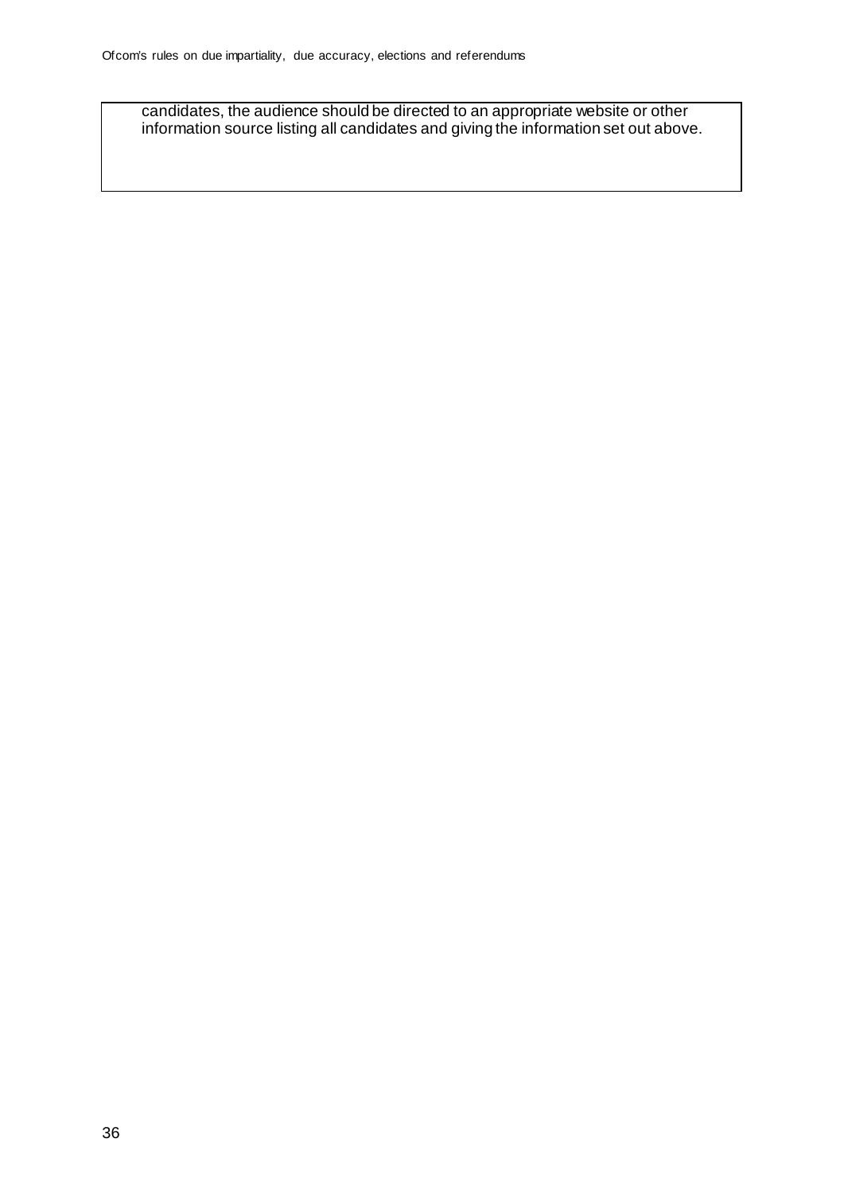candidates, the audience should be directed to an appropriate website or other information source listing all candidates and giving the information set out above.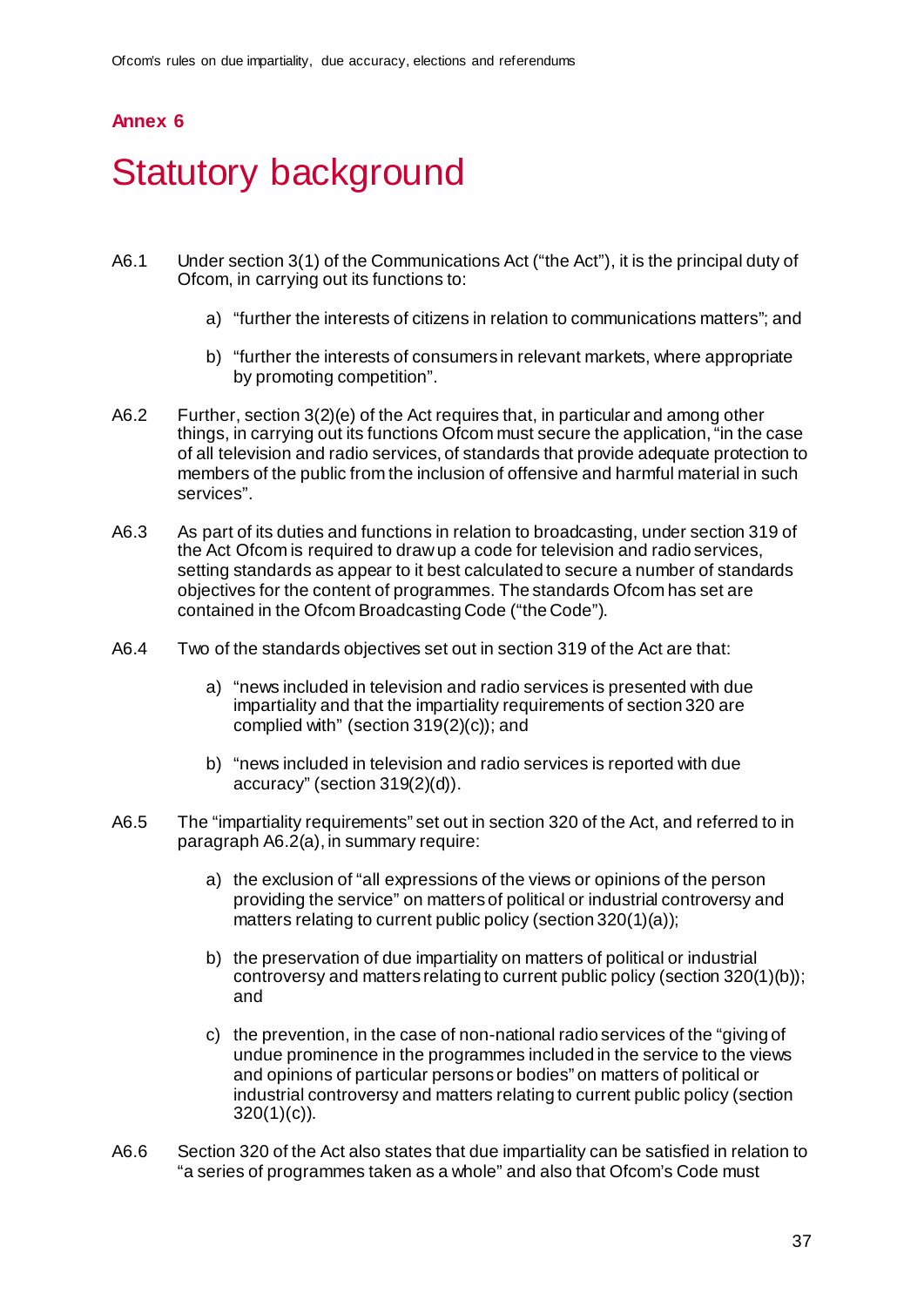## Annex 6

# Statutory background

A6.1 Under section 3(1) of the Communications Act ("the Act"), it is the principal duty of Ofcom, in carrying out its functions to:

a) "further the interests of citizens in relation to communications matters"; and

b) "further the interests of consumers in relevant markets, where appropriate by promoting competition".

A6.2 Further, section 3(2)(e) of the Act requires that, in particular and among other things, in carrying out its functions Ofcom must secure the application, "in the case of all television and radio services, of standards that provide adequate protection to members of the public from the inclusion of offensive and harmful material in such services".

A6.3 As part of its duties and functions in relation to broadcasting, under section 319 of the Act Ofcom is required to draw up a code for television and radio services, setting standards as appear to it best calculated to secure a number of standards objectives for the content of programmes. The standards Ofcom has set are contained in the Ofcom Broadcasting Code ("the Code").

A6.4 Two of the standards objectives set out in section 319 of the Act are that:

a) "news included in television and radio services is presented with due impartiality and that the impartiality requirements of section 320 are complied with" (section 319(2)(c)); and

b) "news included in television and radio services is reported with due accuracy" (section 319(2)(d)).

A6.5 The "impartiality requirements" set out in section 320 of the Act, and referred to in paragraph A6.2(a), in summary require:

a) the exclusion of "all expressions of the views or opinions of the person providing the service" on matters of political or industrial controversy and matters relating to current public policy (section 320(1)(a));

b) the preservation of due impartiality on matters of political or industrial controversy and matters relating to current public policy (section 320(1)(b)); and

c) the prevention, in the case of non-national radio services of the "giving of undue prominence in the programmes included in the service to the views and opinions of particular persons or bodies" on matters of political or industrial controversy and matters relating to current public policy (section 320(1)(c)).

A6.6 Section 320 of the Act also states that due impartiality can be satisfied in relation to "a series of programmes taken as a whole" and also that Ofcom's Code must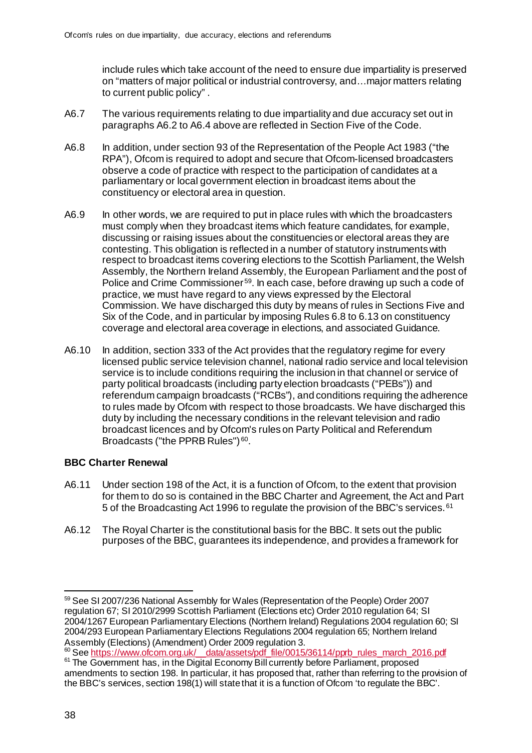include rules which take account of the need to ensure due impartiality is preserved on "matters of major political or industrial controversy, and…major matters relating to current public policy" .

A6.7 The various requirements relating to due impartiality and due accuracy set out in paragraphs A6.2 to A6.4 above are reflected in Section Five of the Code.

A6.8 In addition, under section 93 of the Representation of the People Act 1983 ("the RPA"), Ofcom is required to adopt and secure that Ofcom-licensed broadcasters observe a code of practice with respect to the participation of candidates at a parliamentary or local government election in broadcast items about the constituency or electoral area in question.

A6.9 In other words, we are required to put in place rules with which the broadcasters must comply when they broadcast items which feature candidates, for example, discussing or raising issues about the constituencies or electoral areas they are contesting. This obligation is reflected in a number of statutory instruments with respect to broadcast items covering elections to the Scottish Parliament, the Welsh Assembly, the Northern Ireland Assembly, the European Parliament and the post of Police and Crime Commissioner[59]. In each case, before drawing up such a code of practice, we must have regard to any views expressed by the Electoral Commission. We have discharged this duty by means of rules in Sections Five and Six of the Code, and in particular by imposing Rules 6.8 to 6.13 on constituency coverage and electoral area coverage in elections, and associated Guidance.

A6.10 In addition, section 333 of the Act provides that the regulatory regime for every licensed public service television channel, national radio service and local television service is to include conditions requiring the inclusion in that channel or service of party political broadcasts (including party election broadcasts ("PEBs")) and referendum campaign broadcasts ("RCBs"), and conditions requiring the adherence to rules made by Ofcom with respect to those broadcasts. We have discharged this duty by including the necessary conditions in the relevant television and radio broadcast licences and by Ofcom's rules on Party Political and Referendum Broadcasts ("the PPRB Rules")[60].

**BBC Charter Renewal**

A6.11 Under section 198 of the Act, it is a function of Ofcom, to the extent that provision for them to do so is contained in the BBC Charter and Agreement, the Act and Part 5 of the Broadcasting Act 1996 to regulate the provision of the BBC's services.[61]

A6.12 The Royal Charter is the constitutional basis for the BBC. It sets out the public purposes of the BBC, guarantees its independence, and provides a framework for

---

[59] See SI 2007/236 National Assembly for Wales (Representation of the People) Order 2007 regulation 67; SI 2010/2999 Scottish Parliament (Elections etc) Order 2010 regulation 64; SI 2004/1267 European Parliamentary Elections (Northern Ireland) Regulations 2004 regulation 60; SI 2004/293 European Parliamentary Elections Regulations 2004 regulation 65; Northern Ireland Assembly (Elections) (Amendment) Order 2009 regulation 3.

[60] See https://www.ofcom.org.uk/__data/assets/pdf_file/0015/36114/pprb_rules_march_2016.pdf

[61] The Government has, in the Digital Economy Bill currently before Parliament, proposed amendments to section 198. In particular, it has proposed that, rather than referring to the provision of the BBC's services, section 198(1) will state that it is a function of Ofcom 'to regulate the BBC'.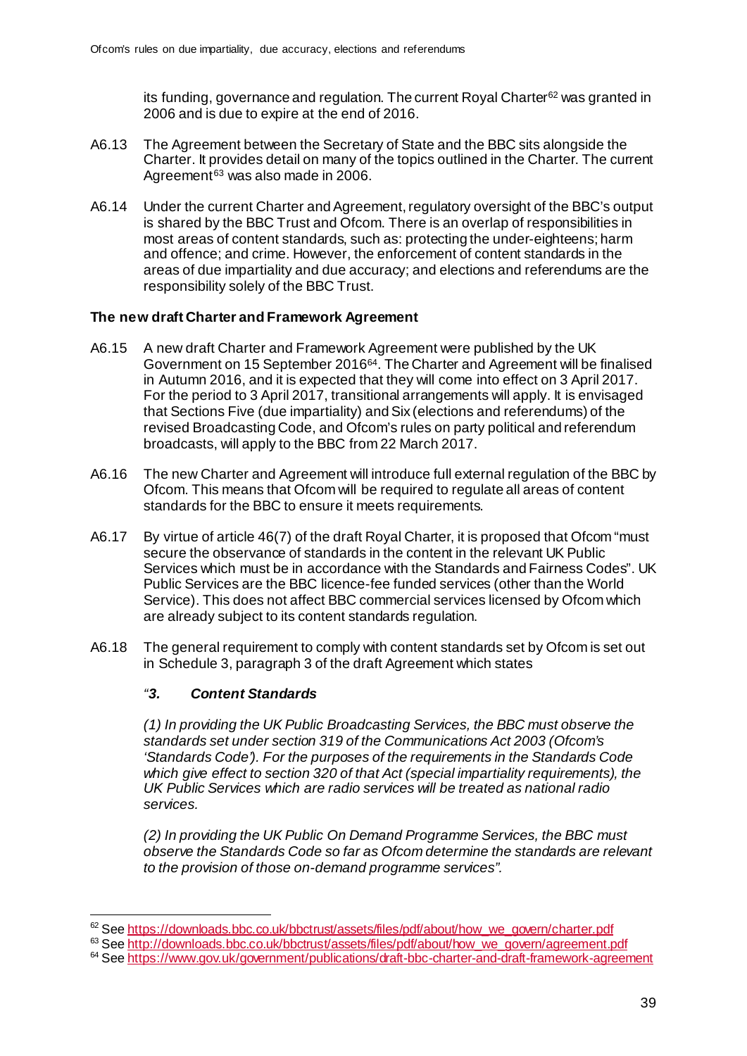its funding, governance and regulation. The current Royal Charter[62] was granted in 2006 and is due to expire at the end of 2016.

A6.13 The Agreement between the Secretary of State and the BBC sits alongside the Charter. It provides detail on many of the topics outlined in the Charter. The current Agreement[63] was also made in 2006.

A6.14 Under the current Charter and Agreement, regulatory oversight of the BBC's output is shared by the BBC Trust and Ofcom. There is an overlap of responsibilities in most areas of content standards, such as: protecting the under-eighteens; harm and offence; and crime. However, the enforcement of content standards in the areas of due impartiality and due accuracy; and elections and referendums are the responsibility solely of the BBC Trust.

**The new draft Charter and Framework Agreement**

A6.15 A new draft Charter and Framework Agreement were published by the UK Government on 15 September 2016[64]. The Charter and Agreement will be finalised in Autumn 2016, and it is expected that they will come into effect on 3 April 2017. For the period to 3 April 2017, transitional arrangements will apply. It is envisaged that Sections Five (due impartiality) and Six (elections and referendums) of the revised Broadcasting Code, and Ofcom's rules on party political and referendum broadcasts, will apply to the BBC from 22 March 2017.

A6.16 The new Charter and Agreement will introduce full external regulation of the BBC by Ofcom. This means that Ofcom will be required to regulate all areas of content standards for the BBC to ensure it meets requirements.

A6.17 By virtue of article 46(7) of the draft Royal Charter, it is proposed that Ofcom "must secure the observance of standards in the content in the relevant UK Public Services which must be in accordance with the Standards and Fairness Codes". UK Public Services are the BBC licence-fee funded services (other than the World Service). This does not affect BBC commercial services licensed by Ofcom which are already subject to its content standards regulation.

A6.18 The general requirement to comply with content standards set by Ofcom is set out in Schedule 3, paragraph 3 of the draft Agreement which states

*"**3. Content Standards***

*(1) In providing the UK Public Broadcasting Services, the BBC must observe the standards set under section 319 of the Communications Act 2003 (Ofcom's 'Standards Code'). For the purposes of the requirements in the Standards Code which give effect to section 320 of that Act (special impartiality requirements), the UK Public Services which are radio services will be treated as national radio services.*

*(2) In providing the UK Public On Demand Programme Services, the BBC must observe the Standards Code so far as Ofcom determine the standards are relevant to the provision of those on-demand programme services".*

---

[62] See https://downloads.bbc.co.uk/bbctrust/assets/files/pdf/about/how_we_govern/charter.pdf

[63] See http://downloads.bbc.co.uk/bbctrust/assets/files/pdf/about/how_we_govern/agreement.pdf

[64] See https://www.gov.uk/government/publications/draft-bbc-charter-and-draft-framework-agreement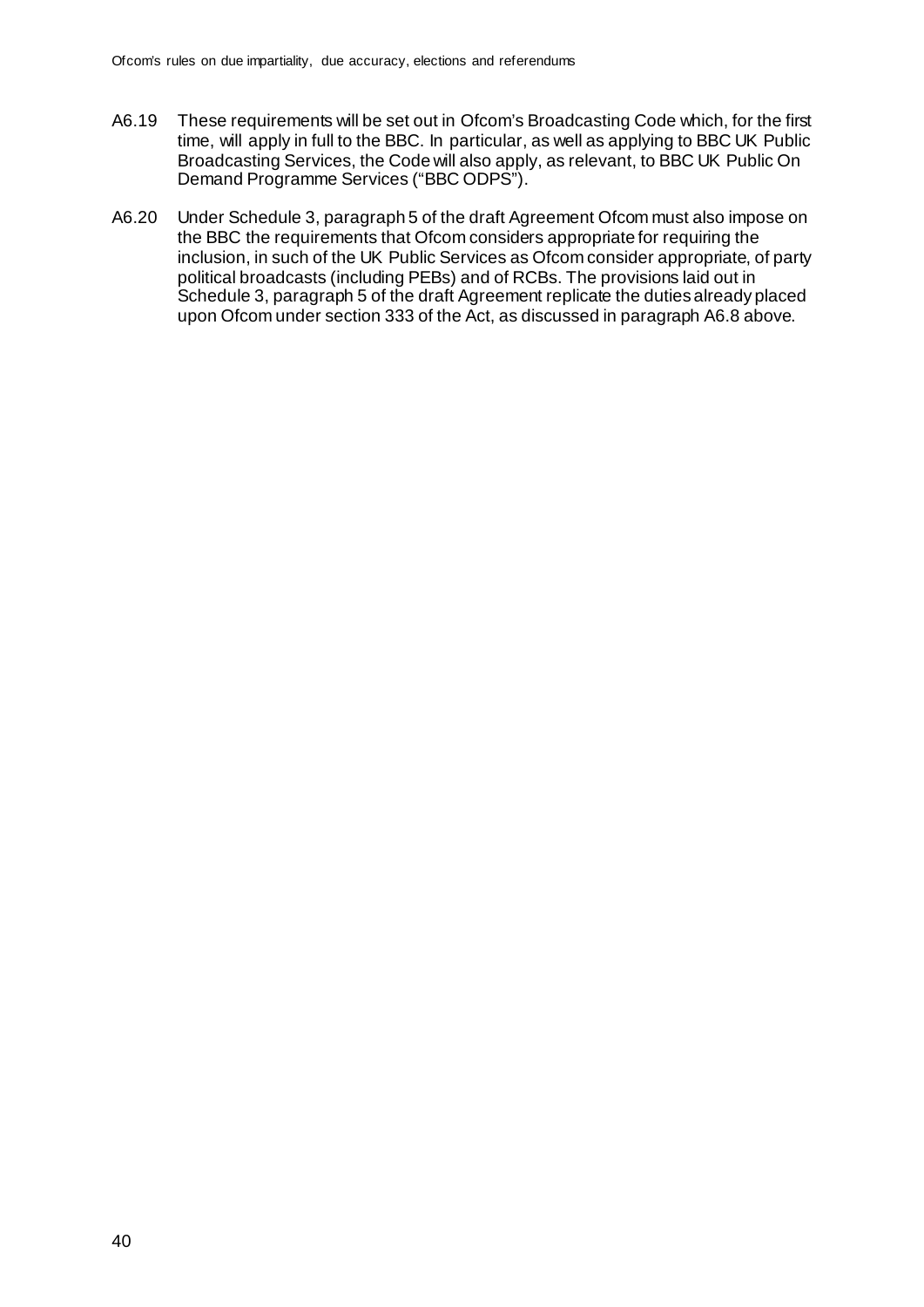A6.19 These requirements will be set out in Ofcom's Broadcasting Code which, for the first time, will apply in full to the BBC. In particular, as well as applying to BBC UK Public Broadcasting Services, the Code will also apply, as relevant, to BBC UK Public On Demand Programme Services ("BBC ODPS").

A6.20 Under Schedule 3, paragraph 5 of the draft Agreement Ofcom must also impose on the BBC the requirements that Ofcom considers appropriate for requiring the inclusion, in such of the UK Public Services as Ofcom consider appropriate, of party political broadcasts (including PEBs) and of RCBs. The provisions laid out in Schedule 3, paragraph 5 of the draft Agreement replicate the duties already placed upon Ofcom under section 333 of the Act, as discussed in paragraph A6.8 above.